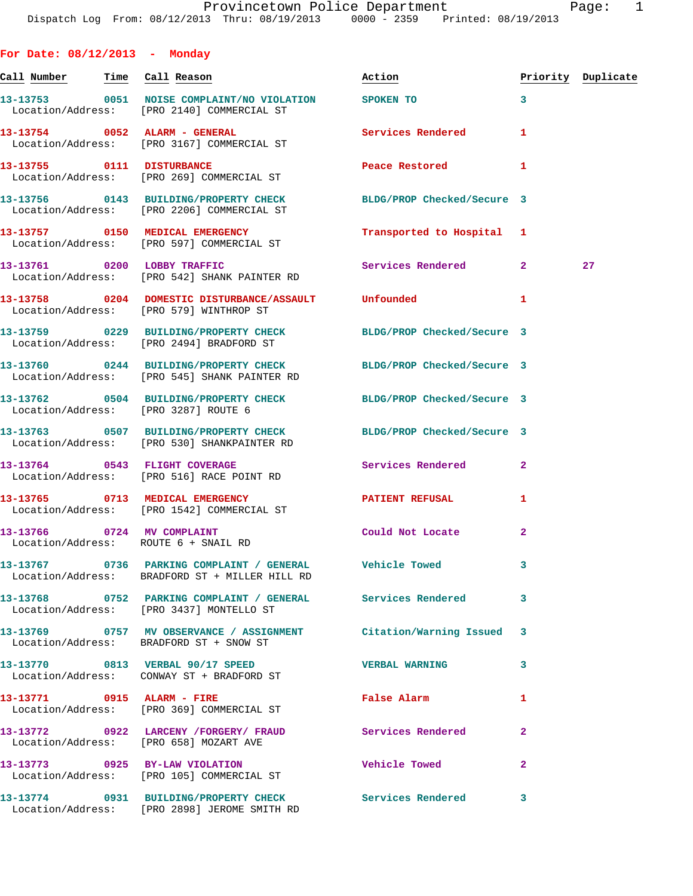For Date: 08/12/2013 - Monday

| Call Number | Time | Call Reason | Action | Priority | Duplicate |
|---|---|---|---|---|---|
| 13-13753 | 0051 | NOISE COMPLAINT/NO VIOLATION<br>Location/Address: [PRO 2140] COMMERCIAL ST | SPOKEN TO | 3 | |
| 13-13754 | 0052 | ALARM - GENERAL<br>Location/Address: [PRO 3167] COMMERCIAL ST | Services Rendered | 1 | |
| 13-13755 | 0111 | DISTURBANCE<br>Location/Address: [PRO 269] COMMERCIAL ST | Peace Restored | 1 | |
| 13-13756 | 0143 | BUILDING/PROPERTY CHECK<br>Location/Address: [PRO 2206] COMMERCIAL ST | BLDG/PROP Checked/Secure | 3 | |
| 13-13757 | 0150 | MEDICAL EMERGENCY<br>Location/Address: [PRO 597] COMMERCIAL ST | Transported to Hospital | 1 | |
| 13-13761 | 0200 | LOBBY TRAFFIC<br>Location/Address: [PRO 542] SHANK PAINTER RD | Services Rendered | 2 | 27 |
| 13-13758 | 0204 | DOMESTIC DISTURBANCE/ASSAULT<br>Location/Address: [PRO 579] WINTHROP ST | Unfounded | 1 | |
| 13-13759 | 0229 | BUILDING/PROPERTY CHECK<br>Location/Address: [PRO 2494] BRADFORD ST | BLDG/PROP Checked/Secure | 3 | |
| 13-13760 | 0244 | BUILDING/PROPERTY CHECK<br>Location/Address: [PRO 545] SHANK PAINTER RD | BLDG/PROP Checked/Secure | 3 | |
| 13-13762 | 0504 | BUILDING/PROPERTY CHECK<br>Location/Address: [PRO 3287] ROUTE 6 | BLDG/PROP Checked/Secure | 3 | |
| 13-13763 | 0507 | BUILDING/PROPERTY CHECK<br>Location/Address: [PRO 530] SHANKPAINTER RD | BLDG/PROP Checked/Secure | 3 | |
| 13-13764 | 0543 | FLIGHT COVERAGE<br>Location/Address: [PRO 516] RACE POINT RD | Services Rendered | 2 | |
| 13-13765 | 0713 | MEDICAL EMERGENCY<br>Location/Address: [PRO 1542] COMMERCIAL ST | PATIENT REFUSAL | 1 | |
| 13-13766 | 0724 | MV COMPLAINT<br>Location/Address: ROUTE 6 + SNAIL RD | Could Not Locate | 2 | |
| 13-13767 | 0736 | PARKING COMPLAINT / GENERAL<br>Location/Address: BRADFORD ST + MILLER HILL RD | Vehicle Towed | 3 | |
| 13-13768 | 0752 | PARKING COMPLAINT / GENERAL<br>Location/Address: [PRO 3437] MONTELLO ST | Services Rendered | 3 | |
| 13-13769 | 0757 | MV OBSERVANCE / ASSIGNMENT<br>Location/Address: BRADFORD ST + SNOW ST | Citation/Warning Issued | 3 | |
| 13-13770 | 0813 | VERBAL 90/17 SPEED<br>Location/Address: CONWAY ST + BRADFORD ST | VERBAL WARNING | 3 | |
| 13-13771 | 0915 | ALARM - FIRE<br>Location/Address: [PRO 369] COMMERCIAL ST | False Alarm | 1 | |
| 13-13772 | 0922 | LARCENY /FORGERY/ FRAUD<br>Location/Address: [PRO 658] MOZART AVE | Services Rendered | 2 | |
| 13-13773 | 0925 | BY-LAW VIOLATION<br>Location/Address: [PRO 105] COMMERCIAL ST | Vehicle Towed | 2 | |
| 13-13774 | 0931 | BUILDING/PROPERTY CHECK<br>Location/Address: [PRO 2898] JEROME SMITH RD | Services Rendered | 3 | |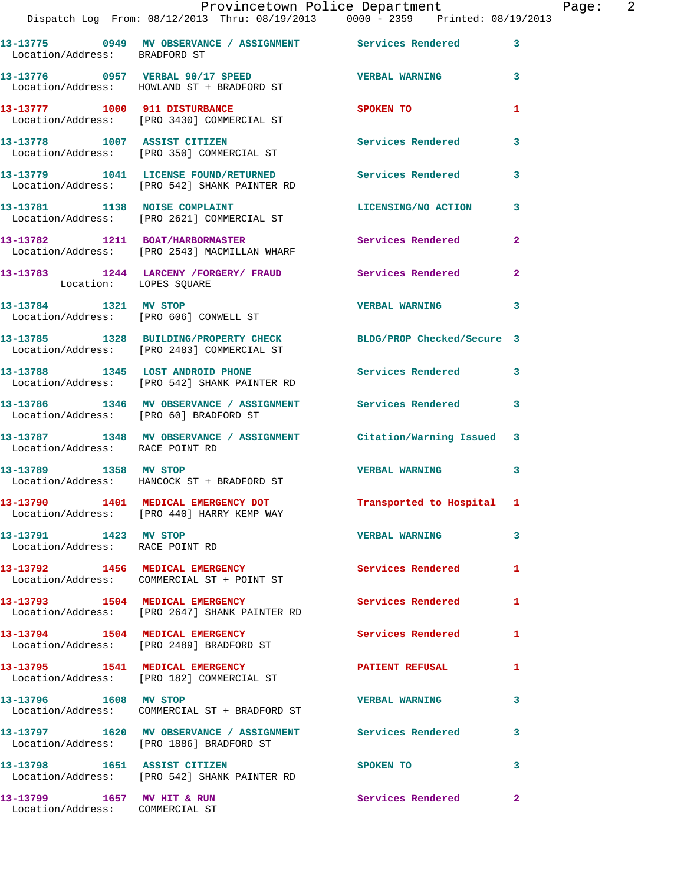| Call # | Time | Call Reason | Action | Priority |
|---|---|---|---|---|
| 13-13775 | 0949 | MV OBSERVANCE / ASSIGNMENT | Services Rendered | 3 |
| Location/Address: BRADFORD ST | | | | |
| 13-13776 | 0957 | VERBAL 90/17 SPEED | VERBAL WARNING | 3 |
| Location/Address: HOWLAND ST + BRADFORD ST | | | | |
| 13-13777 | 1000 | 911 DISTURBANCE | SPOKEN TO | 1 |
| Location/Address: [PRO 3430] COMMERCIAL ST | | | | |
| 13-13778 | 1007 | ASSIST CITIZEN | Services Rendered | 3 |
| Location/Address: [PRO 350] COMMERCIAL ST | | | | |
| 13-13779 | 1041 | LICENSE FOUND/RETURNED | Services Rendered | 3 |
| Location/Address: [PRO 542] SHANK PAINTER RD | | | | |
| 13-13781 | 1138 | NOISE COMPLAINT | LICENSING/NO ACTION | 3 |
| Location/Address: [PRO 2621] COMMERCIAL ST | | | | |
| 13-13782 | 1211 | BOAT/HARBORMASTER | Services Rendered | 2 |
| Location/Address: [PRO 2543] MACMILLAN WHARF | | | | |
| 13-13783 | 1244 | LARCENY /FORGERY/ FRAUD | Services Rendered | 2 |
| Location: LOPES SQUARE | | | | |
| 13-13784 | 1321 | MV STOP | VERBAL WARNING | 3 |
| Location/Address: [PRO 606] CONWELL ST | | | | |
| 13-13785 | 1328 | BUILDING/PROPERTY CHECK | BLDG/PROP Checked/Secure | 3 |
| Location/Address: [PRO 2483] COMMERCIAL ST | | | | |
| 13-13788 | 1345 | LOST ANDROID PHONE | Services Rendered | 3 |
| Location/Address: [PRO 542] SHANK PAINTER RD | | | | |
| 13-13786 | 1346 | MV OBSERVANCE / ASSIGNMENT | Services Rendered | 3 |
| Location/Address: [PRO 60] BRADFORD ST | | | | |
| 13-13787 | 1348 | MV OBSERVANCE / ASSIGNMENT | Citation/Warning Issued | 3 |
| Location/Address: RACE POINT RD | | | | |
| 13-13789 | 1358 | MV STOP | VERBAL WARNING | 3 |
| Location/Address: HANCOCK ST + BRADFORD ST | | | | |
| 13-13790 | 1401 | MEDICAL EMERGENCY DOT | Transported to Hospital | 1 |
| Location/Address: [PRO 440] HARRY KEMP WAY | | | | |
| 13-13791 | 1423 | MV STOP | VERBAL WARNING | 3 |
| Location/Address: RACE POINT RD | | | | |
| 13-13792 | 1456 | MEDICAL EMERGENCY | Services Rendered | 1 |
| Location/Address: COMMERCIAL ST + POINT ST | | | | |
| 13-13793 | 1504 | MEDICAL EMERGENCY | Services Rendered | 1 |
| Location/Address: [PRO 2647] SHANK PAINTER RD | | | | |
| 13-13794 | 1504 | MEDICAL EMERGENCY | Services Rendered | 1 |
| Location/Address: [PRO 2489] BRADFORD ST | | | | |
| 13-13795 | 1541 | MEDICAL EMERGENCY | PATIENT REFUSAL | 1 |
| Location/Address: [PRO 182] COMMERCIAL ST | | | | |
| 13-13796 | 1608 | MV STOP | VERBAL WARNING | 3 |
| Location/Address: COMMERCIAL ST + BRADFORD ST | | | | |
| 13-13797 | 1620 | MV OBSERVANCE / ASSIGNMENT | Services Rendered | 3 |
| Location/Address: [PRO 1886] BRADFORD ST | | | | |
| 13-13798 | 1651 | ASSIST CITIZEN | SPOKEN TO | 3 |
| Location/Address: [PRO 542] SHANK PAINTER RD | | | | |
| 13-13799 | 1657 | MV HIT & RUN | Services Rendered | 2 |
| Location/Address: COMMERCIAL ST | | | | |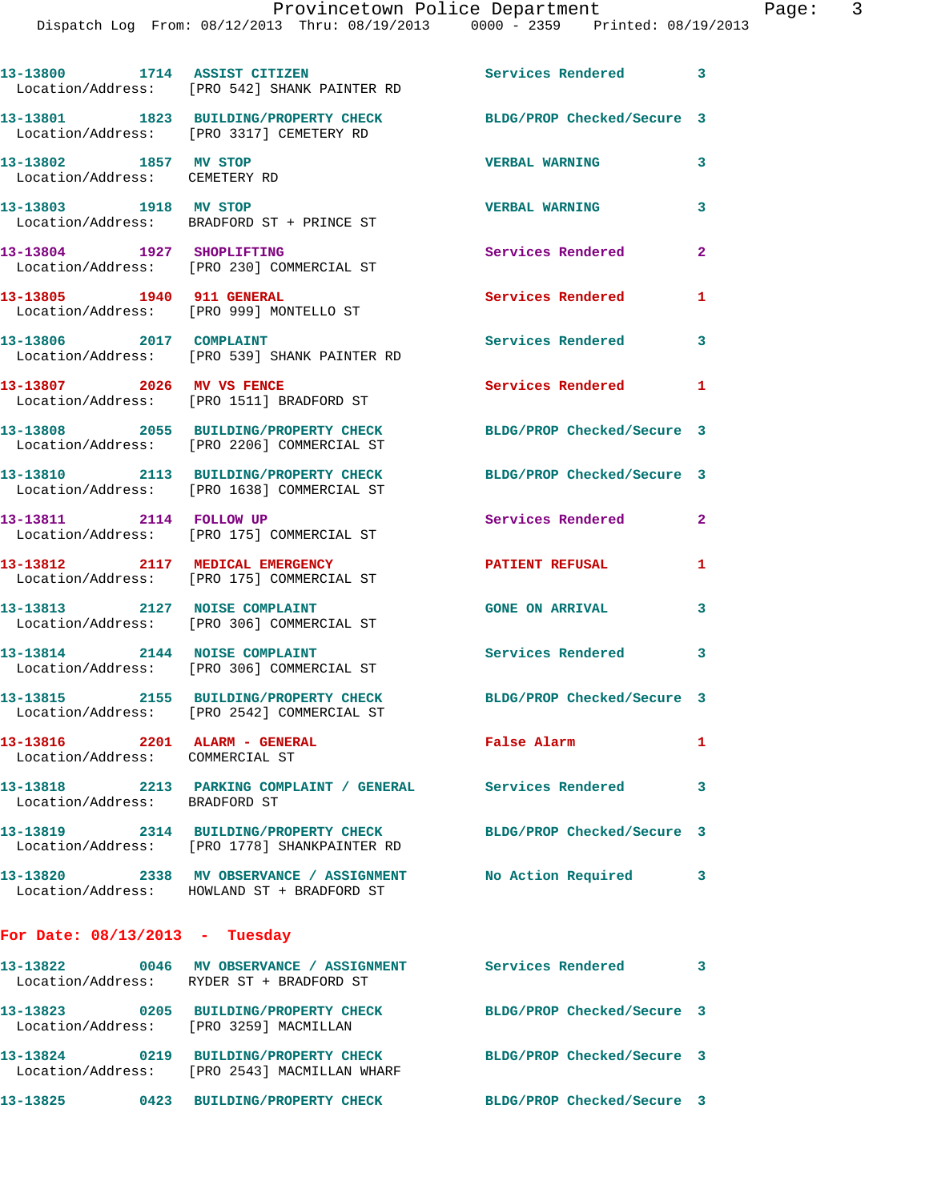```
13-13800        1714  ASSIST CITIZEN                  Services Rendered         3
  Location/Address:   [PRO 542] SHANK PAINTER RD

13-13801        1823  BUILDING/PROPERTY CHECK         BLDG/PROP Checked/Secure  3
  Location/Address:   [PRO 3317] CEMETERY RD

13-13802        1857  MV STOP                         VERBAL WARNING            3
  Location/Address:   CEMETERY RD

13-13803        1918  MV STOP                         VERBAL WARNING            3
  Location/Address:   BRADFORD ST + PRINCE ST

13-13804        1927  SHOPLIFTING                     Services Rendered         2
  Location/Address:   [PRO 230] COMMERCIAL ST

13-13805        1940  911 GENERAL                     Services Rendered         1
  Location/Address:   [PRO 999] MONTELLO ST

13-13806        2017  COMPLAINT                       Services Rendered         3
  Location/Address:   [PRO 539] SHANK PAINTER RD

13-13807        2026  MV VS FENCE                     Services Rendered         1
  Location/Address:   [PRO 1511] BRADFORD ST

13-13808        2055  BUILDING/PROPERTY CHECK         BLDG/PROP Checked/Secure  3
  Location/Address:   [PRO 2206] COMMERCIAL ST

13-13810        2113  BUILDING/PROPERTY CHECK         BLDG/PROP Checked/Secure  3
  Location/Address:   [PRO 1638] COMMERCIAL ST

13-13811        2114  FOLLOW UP                       Services Rendered         2
  Location/Address:   [PRO 175] COMMERCIAL ST

13-13812        2117  MEDICAL EMERGENCY               PATIENT REFUSAL           1
  Location/Address:   [PRO 175] COMMERCIAL ST

13-13813        2127  NOISE COMPLAINT                 GONE ON ARRIVAL           3
  Location/Address:   [PRO 306] COMMERCIAL ST

13-13814        2144  NOISE COMPLAINT                 Services Rendered         3
  Location/Address:   [PRO 306] COMMERCIAL ST

13-13815        2155  BUILDING/PROPERTY CHECK         BLDG/PROP Checked/Secure  3
  Location/Address:   [PRO 2542] COMMERCIAL ST

13-13816        2201  ALARM - GENERAL                 False Alarm               1
  Location/Address:   COMMERCIAL ST

13-13818        2213  PARKING COMPLAINT / GENERAL     Services Rendered         3
  Location/Address:   BRADFORD ST

13-13819        2314  BUILDING/PROPERTY CHECK         BLDG/PROP Checked/Secure  3
  Location/Address:   [PRO 1778] SHANKPAINTER RD

13-13820        2338  MV OBSERVANCE / ASSIGNMENT      No Action Required        3
  Location/Address:   HOWLAND ST + BRADFORD ST
```

**For Date: 08/13/2013 - Tuesday**

```
13-13822        0046  MV OBSERVANCE / ASSIGNMENT      Services Rendered         3
  Location/Address:   RYDER ST + BRADFORD ST

13-13823        0205  BUILDING/PROPERTY CHECK         BLDG/PROP Checked/Secure  3
  Location/Address:   [PRO 3259] MACMILLAN

13-13824        0219  BUILDING/PROPERTY CHECK         BLDG/PROP Checked/Secure  3
  Location/Address:   [PRO 2543] MACMILLAN WHARF

13-13825        0423  BUILDING/PROPERTY CHECK         BLDG/PROP Checked/Secure  3
```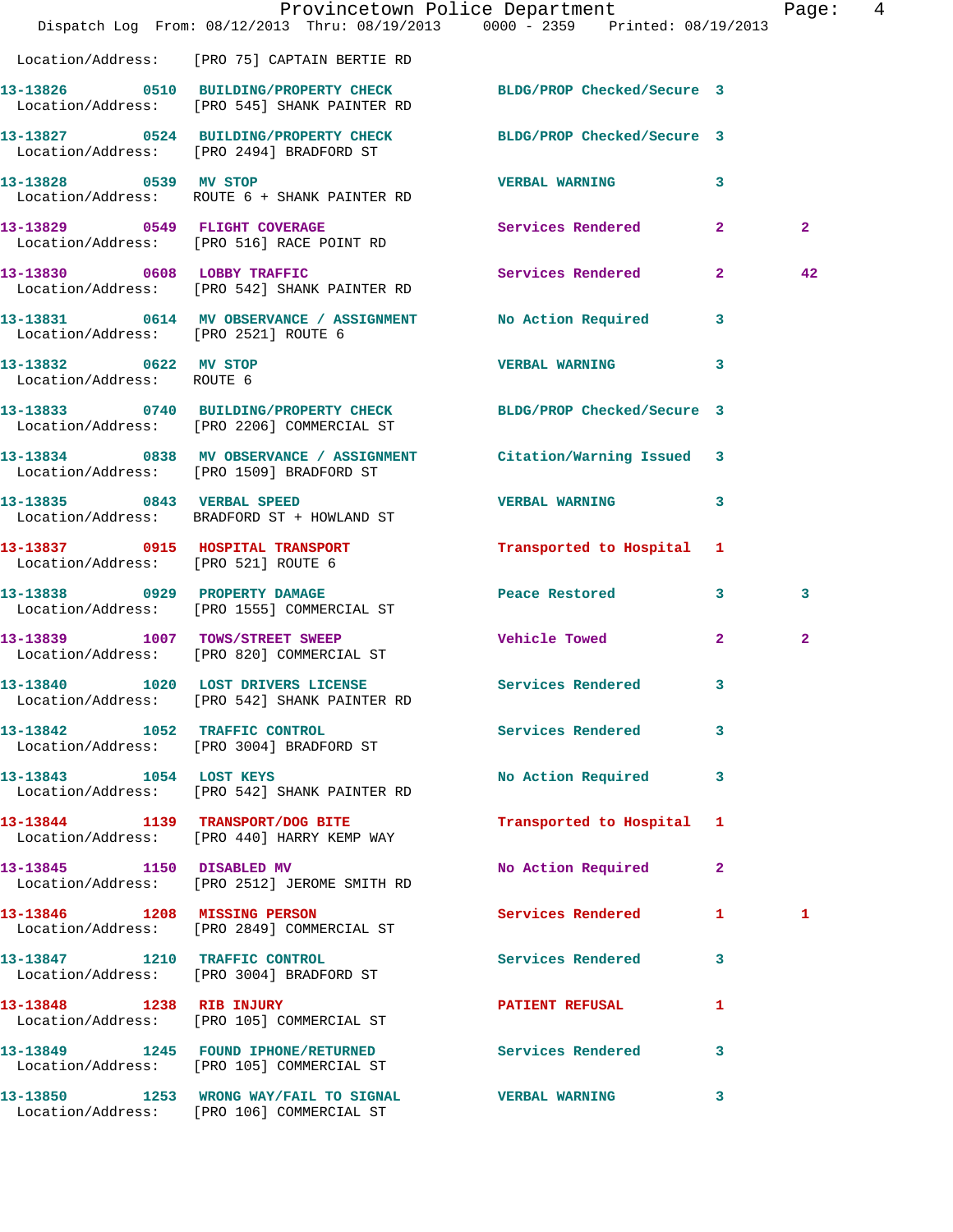Location/Address: [PRO 75] CAPTAIN BERTIE RD

| Call Number | Time | Call Reason | Action | Priority | |
|---|---|---|---|---|---|
| 13-13826 | 0510 | BUILDING/PROPERTY CHECK | BLDG/PROP Checked/Secure | 3 | |
| | | Location/Address: [PRO 545] SHANK PAINTER RD | | | |
| 13-13827 | 0524 | BUILDING/PROPERTY CHECK | BLDG/PROP Checked/Secure | 3 | |
| | | Location/Address: [PRO 2494] BRADFORD ST | | | |
| 13-13828 | 0539 | MV STOP | VERBAL WARNING | 3 | |
| | | Location/Address: ROUTE 6 + SHANK PAINTER RD | | | |
| 13-13829 | 0549 | FLIGHT COVERAGE | Services Rendered | 2 | 2 |
| | | Location/Address: [PRO 516] RACE POINT RD | | | |
| 13-13830 | 0608 | LOBBY TRAFFIC | Services Rendered | 2 | 42 |
| | | Location/Address: [PRO 542] SHANK PAINTER RD | | | |
| 13-13831 | 0614 | MV OBSERVANCE / ASSIGNMENT | No Action Required | 3 | |
| | | Location/Address: [PRO 2521] ROUTE 6 | | | |
| 13-13832 | 0622 | MV STOP | VERBAL WARNING | 3 | |
| | | Location/Address: ROUTE 6 | | | |
| 13-13833 | 0740 | BUILDING/PROPERTY CHECK | BLDG/PROP Checked/Secure | 3 | |
| | | Location/Address: [PRO 2206] COMMERCIAL ST | | | |
| 13-13834 | 0838 | MV OBSERVANCE / ASSIGNMENT | Citation/Warning Issued | 3 | |
| | | Location/Address: [PRO 1509] BRADFORD ST | | | |
| 13-13835 | 0843 | VERBAL SPEED | VERBAL WARNING | 3 | |
| | | Location/Address: BRADFORD ST + HOWLAND ST | | | |
| 13-13837 | 0915 | HOSPITAL TRANSPORT | Transported to Hospital | 1 | |
| | | Location/Address: [PRO 521] ROUTE 6 | | | |
| 13-13838 | 0929 | PROPERTY DAMAGE | Peace Restored | 3 | 3 |
| | | Location/Address: [PRO 1555] COMMERCIAL ST | | | |
| 13-13839 | 1007 | TOWS/STREET SWEEP | Vehicle Towed | 2 | 2 |
| | | Location/Address: [PRO 820] COMMERCIAL ST | | | |
| 13-13840 | 1020 | LOST DRIVERS LICENSE | Services Rendered | 3 | |
| | | Location/Address: [PRO 542] SHANK PAINTER RD | | | |
| 13-13842 | 1052 | TRAFFIC CONTROL | Services Rendered | 3 | |
| | | Location/Address: [PRO 3004] BRADFORD ST | | | |
| 13-13843 | 1054 | LOST KEYS | No Action Required | 3 | |
| | | Location/Address: [PRO 542] SHANK PAINTER RD | | | |
| 13-13844 | 1139 | TRANSPORT/DOG BITE | Transported to Hospital | 1 | |
| | | Location/Address: [PRO 440] HARRY KEMP WAY | | | |
| 13-13845 | 1150 | DISABLED MV | No Action Required | 2 | |
| | | Location/Address: [PRO 2512] JEROME SMITH RD | | | |
| 13-13846 | 1208 | MISSING PERSON | Services Rendered | 1 | 1 |
| | | Location/Address: [PRO 2849] COMMERCIAL ST | | | |
| 13-13847 | 1210 | TRAFFIC CONTROL | Services Rendered | 3 | |
| | | Location/Address: [PRO 3004] BRADFORD ST | | | |
| 13-13848 | 1238 | RIB INJURY | PATIENT REFUSAL | 1 | |
| | | Location/Address: [PRO 105] COMMERCIAL ST | | | |
| 13-13849 | 1245 | FOUND IPHONE/RETURNED | Services Rendered | 3 | |
| | | Location/Address: [PRO 105] COMMERCIAL ST | | | |
| 13-13850 | 1253 | WRONG WAY/FAIL TO SIGNAL | VERBAL WARNING | 3 | |
| | | Location/Address: [PRO 106] COMMERCIAL ST | | | |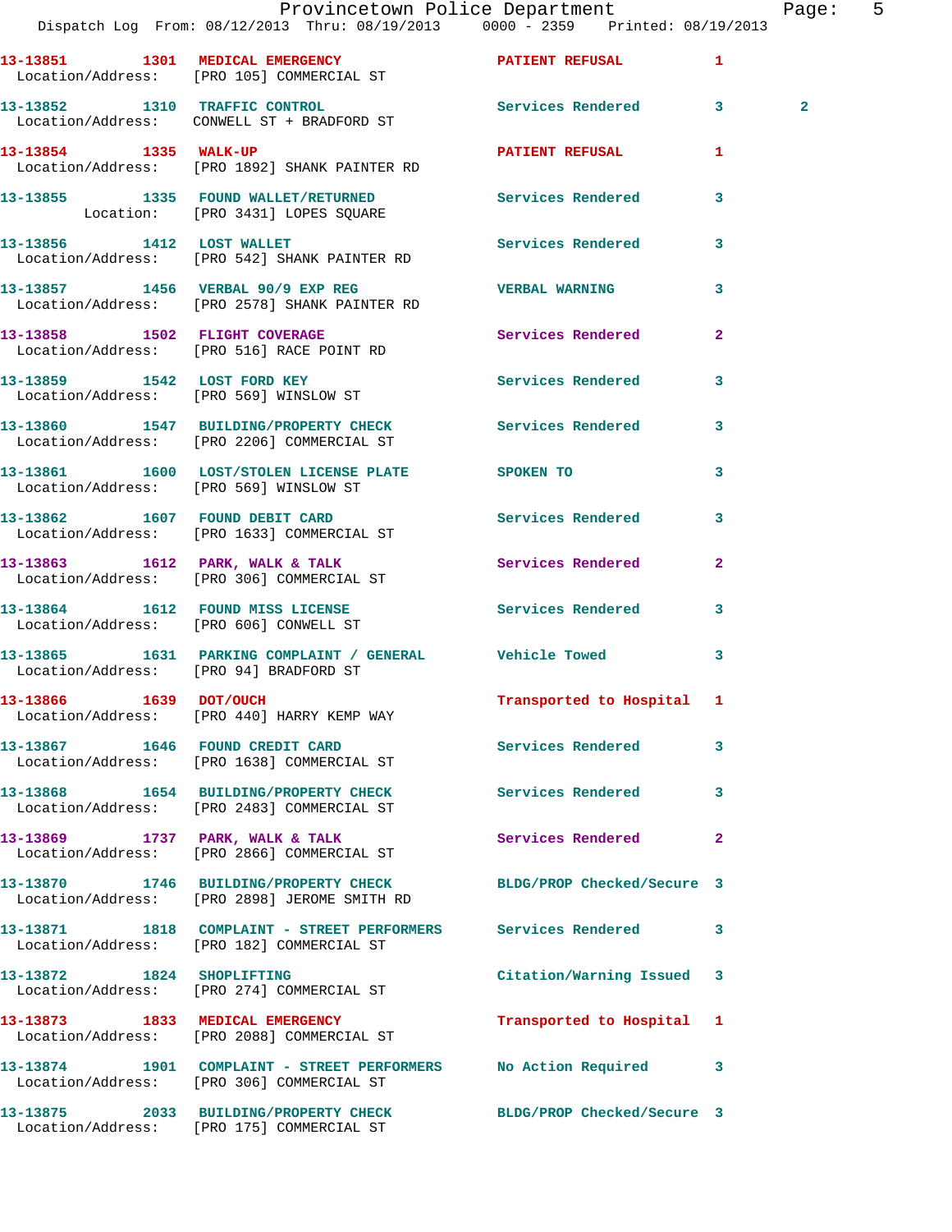13-13851 1301 MEDICAL EMERGENCY PATIENT REFUSAL 1
Location/Address: [PRO 105] COMMERCIAL ST

13-13852 1310 TRAFFIC CONTROL Services Rendered 3 2
Location/Address: CONWELL ST + BRADFORD ST

13-13854 1335 WALK-UP PATIENT REFUSAL 1
Location/Address: [PRO 1892] SHANK PAINTER RD

13-13855 1335 FOUND WALLET/RETURNED Services Rendered 3
Location: [PRO 3431] LOPES SQUARE

13-13856 1412 LOST WALLET Services Rendered 3
Location/Address: [PRO 542] SHANK PAINTER RD

13-13857 1456 VERBAL 90/9 EXP REG VERBAL WARNING 3
Location/Address: [PRO 2578] SHANK PAINTER RD

13-13858 1502 FLIGHT COVERAGE Services Rendered 2
Location/Address: [PRO 516] RACE POINT RD

13-13859 1542 LOST FORD KEY Services Rendered 3
Location/Address: [PRO 569] WINSLOW ST

13-13860 1547 BUILDING/PROPERTY CHECK Services Rendered 3
Location/Address: [PRO 2206] COMMERCIAL ST

13-13861 1600 LOST/STOLEN LICENSE PLATE SPOKEN TO 3
Location/Address: [PRO 569] WINSLOW ST

13-13862 1607 FOUND DEBIT CARD Services Rendered 3
Location/Address: [PRO 1633] COMMERCIAL ST

13-13863 1612 PARK, WALK & TALK Services Rendered 2
Location/Address: [PRO 306] COMMERCIAL ST

13-13864 1612 FOUND MISS LICENSE Services Rendered 3
Location/Address: [PRO 606] CONWELL ST

13-13865 1631 PARKING COMPLAINT / GENERAL Vehicle Towed 3
Location/Address: [PRO 94] BRADFORD ST

13-13866 1639 DOT/OUCH Transported to Hospital 1
Location/Address: [PRO 440] HARRY KEMP WAY

13-13867 1646 FOUND CREDIT CARD Services Rendered 3
Location/Address: [PRO 1638] COMMERCIAL ST

13-13868 1654 BUILDING/PROPERTY CHECK Services Rendered 3
Location/Address: [PRO 2483] COMMERCIAL ST

13-13869 1737 PARK, WALK & TALK Services Rendered 2
Location/Address: [PRO 2866] COMMERCIAL ST

13-13870 1746 BUILDING/PROPERTY CHECK BLDG/PROP Checked/Secure 3
Location/Address: [PRO 2898] JEROME SMITH RD

13-13871 1818 COMPLAINT - STREET PERFORMERS Services Rendered 3
Location/Address: [PRO 182] COMMERCIAL ST

13-13872 1824 SHOPLIFTING Citation/Warning Issued 3
Location/Address: [PRO 274] COMMERCIAL ST

13-13873 1833 MEDICAL EMERGENCY Transported to Hospital 1
Location/Address: [PRO 2088] COMMERCIAL ST

13-13874 1901 COMPLAINT - STREET PERFORMERS No Action Required 3
Location/Address: [PRO 306] COMMERCIAL ST

13-13875 2033 BUILDING/PROPERTY CHECK BLDG/PROP Checked/Secure 3
Location/Address: [PRO 175] COMMERCIAL ST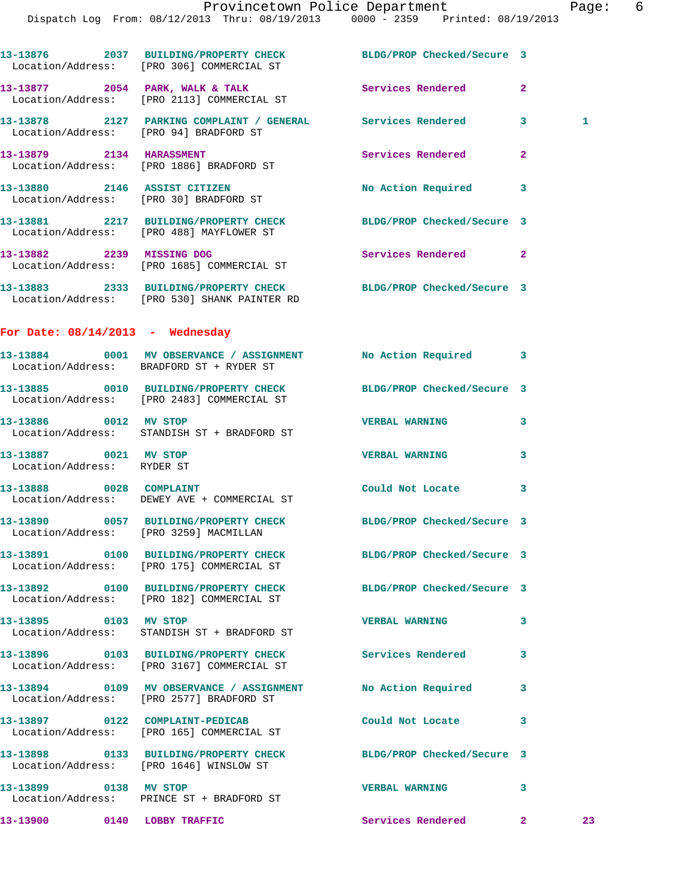13-13876 2037 BUILDING/PROPERTY CHECK BLDG/PROP Checked/Secure 3
Location/Address: [PRO 306] COMMERCIAL ST

13-13877 2054 PARK, WALK & TALK Services Rendered 2
Location/Address: [PRO 2113] COMMERCIAL ST

13-13878 2127 PARKING COMPLAINT / GENERAL Services Rendered 3 1
Location/Address: [PRO 94] BRADFORD ST

13-13879 2134 HARASSMENT Services Rendered 2
Location/Address: [PRO 1886] BRADFORD ST

13-13880 2146 ASSIST CITIZEN No Action Required 3
Location/Address: [PRO 30] BRADFORD ST

13-13881 2217 BUILDING/PROPERTY CHECK BLDG/PROP Checked/Secure 3
Location/Address: [PRO 488] MAYFLOWER ST

13-13882 2239 MISSING DOG Services Rendered 2
Location/Address: [PRO 1685] COMMERCIAL ST

13-13883 2333 BUILDING/PROPERTY CHECK BLDG/PROP Checked/Secure 3
Location/Address: [PRO 530] SHANK PAINTER RD

## For Date: 08/14/2013 - Wednesday

13-13884 0001 MV OBSERVANCE / ASSIGNMENT No Action Required 3
Location/Address: BRADFORD ST + RYDER ST

13-13885 0010 BUILDING/PROPERTY CHECK BLDG/PROP Checked/Secure 3
Location/Address: [PRO 2483] COMMERCIAL ST

13-13886 0012 MV STOP VERBAL WARNING 3
Location/Address: STANDISH ST + BRADFORD ST

13-13887 0021 MV STOP VERBAL WARNING 3
Location/Address: RYDER ST

13-13888 0028 COMPLAINT Could Not Locate 3
Location/Address: DEWEY AVE + COMMERCIAL ST

13-13890 0057 BUILDING/PROPERTY CHECK BLDG/PROP Checked/Secure 3
Location/Address: [PRO 3259] MACMILLAN

13-13891 0100 BUILDING/PROPERTY CHECK BLDG/PROP Checked/Secure 3
Location/Address: [PRO 175] COMMERCIAL ST

13-13892 0100 BUILDING/PROPERTY CHECK BLDG/PROP Checked/Secure 3
Location/Address: [PRO 182] COMMERCIAL ST

13-13895 0103 MV STOP VERBAL WARNING 3
Location/Address: STANDISH ST + BRADFORD ST

13-13896 0103 BUILDING/PROPERTY CHECK Services Rendered 3
Location/Address: [PRO 3167] COMMERCIAL ST

13-13894 0109 MV OBSERVANCE / ASSIGNMENT No Action Required 3
Location/Address: [PRO 2577] BRADFORD ST

13-13897 0122 COMPLAINT-PEDICAB Could Not Locate 3
Location/Address: [PRO 165] COMMERCIAL ST

13-13898 0133 BUILDING/PROPERTY CHECK BLDG/PROP Checked/Secure 3
Location/Address: [PRO 1646] WINSLOW ST

13-13899 0138 MV STOP VERBAL WARNING 3
Location/Address: PRINCE ST + BRADFORD ST

13-13900 0140 LOBBY TRAFFIC Services Rendered 2 23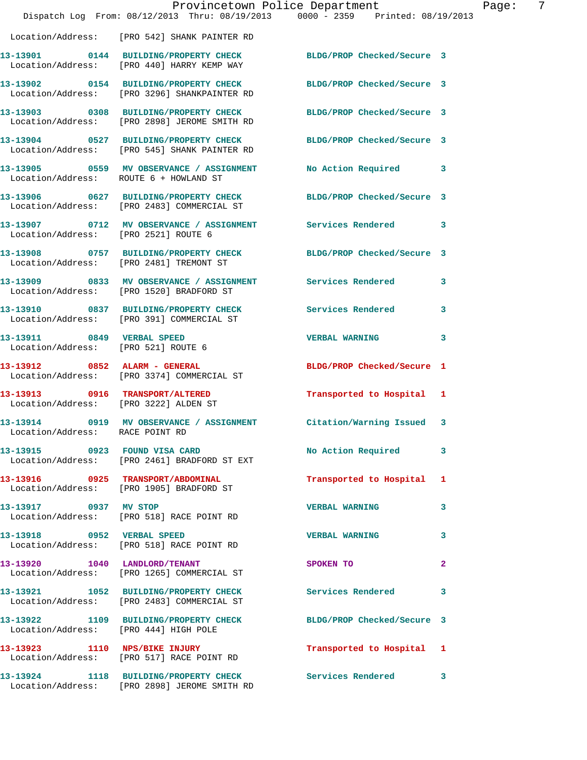Location/Address: [PRO 542] SHANK PAINTER RD

| Call # | Time | Call Reason | Action | Priority |
|---|---|---|---|---|
| 13-13901 | 0144 | BUILDING/PROPERTY CHECK | BLDG/PROP Checked/Secure | 3 |
| | | Location/Address: [PRO 440] HARRY KEMP WAY | | |
| 13-13902 | 0154 | BUILDING/PROPERTY CHECK | BLDG/PROP Checked/Secure | 3 |
| | | Location/Address: [PRO 3296] SHANKPAINTER RD | | |
| 13-13903 | 0308 | BUILDING/PROPERTY CHECK | BLDG/PROP Checked/Secure | 3 |
| | | Location/Address: [PRO 2898] JEROME SMITH RD | | |
| 13-13904 | 0527 | BUILDING/PROPERTY CHECK | BLDG/PROP Checked/Secure | 3 |
| | | Location/Address: [PRO 545] SHANK PAINTER RD | | |
| 13-13905 | 0559 | MV OBSERVANCE / ASSIGNMENT | No Action Required | 3 |
| | | Location/Address: ROUTE 6 + HOWLAND ST | | |
| 13-13906 | 0627 | BUILDING/PROPERTY CHECK | BLDG/PROP Checked/Secure | 3 |
| | | Location/Address: [PRO 2483] COMMERCIAL ST | | |
| 13-13907 | 0712 | MV OBSERVANCE / ASSIGNMENT | Services Rendered | 3 |
| | | Location/Address: [PRO 2521] ROUTE 6 | | |
| 13-13908 | 0757 | BUILDING/PROPERTY CHECK | BLDG/PROP Checked/Secure | 3 |
| | | Location/Address: [PRO 2481] TREMONT ST | | |
| 13-13909 | 0833 | MV OBSERVANCE / ASSIGNMENT | Services Rendered | 3 |
| | | Location/Address: [PRO 1520] BRADFORD ST | | |
| 13-13910 | 0837 | BUILDING/PROPERTY CHECK | Services Rendered | 3 |
| | | Location/Address: [PRO 391] COMMERCIAL ST | | |
| 13-13911 | 0849 | VERBAL SPEED | VERBAL WARNING | 3 |
| | | Location/Address: [PRO 521] ROUTE 6 | | |
| 13-13912 | 0852 | ALARM - GENERAL | BLDG/PROP Checked/Secure | 1 |
| | | Location/Address: [PRO 3374] COMMERCIAL ST | | |
| 13-13913 | 0916 | TRANSPORT/ALTERED | Transported to Hospital | 1 |
| | | Location/Address: [PRO 3222] ALDEN ST | | |
| 13-13914 | 0919 | MV OBSERVANCE / ASSIGNMENT | Citation/Warning Issued | 3 |
| | | Location/Address: RACE POINT RD | | |
| 13-13915 | 0923 | FOUND VISA CARD | No Action Required | 3 |
| | | Location/Address: [PRO 2461] BRADFORD ST EXT | | |
| 13-13916 | 0925 | TRANSPORT/ABDOMINAL | Transported to Hospital | 1 |
| | | Location/Address: [PRO 1905] BRADFORD ST | | |
| 13-13917 | 0937 | MV STOP | VERBAL WARNING | 3 |
| | | Location/Address: [PRO 518] RACE POINT RD | | |
| 13-13918 | 0952 | VERBAL SPEED | VERBAL WARNING | 3 |
| | | Location/Address: [PRO 518] RACE POINT RD | | |
| 13-13920 | 1040 | LANDLORD/TENANT | SPOKEN TO | 2 |
| | | Location/Address: [PRO 1265] COMMERCIAL ST | | |
| 13-13921 | 1052 | BUILDING/PROPERTY CHECK | Services Rendered | 3 |
| | | Location/Address: [PRO 2483] COMMERCIAL ST | | |
| 13-13922 | 1109 | BUILDING/PROPERTY CHECK | BLDG/PROP Checked/Secure | 3 |
| | | Location/Address: [PRO 444] HIGH POLE | | |
| 13-13923 | 1110 | NPS/BIKE INJURY | Transported to Hospital | 1 |
| | | Location/Address: [PRO 517] RACE POINT RD | | |
| 13-13924 | 1118 | BUILDING/PROPERTY CHECK | Services Rendered | 3 |
| | | Location/Address: [PRO 2898] JEROME SMITH RD | | |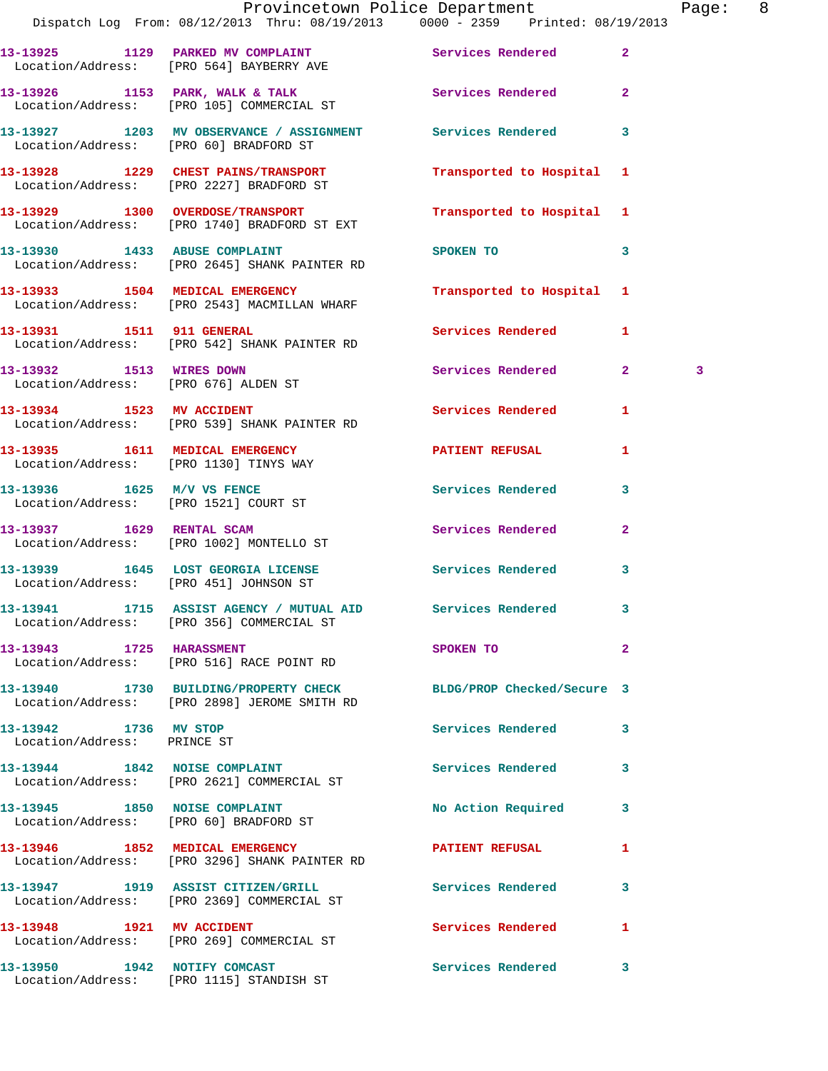| Call Number | Time | Call Reason | Action | Priority | |
|---|---|---|---|---|---|
| 13-13925 | 1129 | PARKED MV COMPLAINT | Services Rendered | 2 | |
| Location/Address: | | [PRO 564] BAYBERRY AVE | | | |
| 13-13926 | 1153 | PARK, WALK & TALK | Services Rendered | 2 | |
| Location/Address: | | [PRO 105] COMMERCIAL ST | | | |
| 13-13927 | 1203 | MV OBSERVANCE / ASSIGNMENT | Services Rendered | 3 | |
| Location/Address: | | [PRO 60] BRADFORD ST | | | |
| 13-13928 | 1229 | CHEST PAINS/TRANSPORT | Transported to Hospital | 1 | |
| Location/Address: | | [PRO 2227] BRADFORD ST | | | |
| 13-13929 | 1300 | OVERDOSE/TRANSPORT | Transported to Hospital | 1 | |
| Location/Address: | | [PRO 1740] BRADFORD ST EXT | | | |
| 13-13930 | 1433 | ABUSE COMPLAINT | SPOKEN TO | 3 | |
| Location/Address: | | [PRO 2645] SHANK PAINTER RD | | | |
| 13-13933 | 1504 | MEDICAL EMERGENCY | Transported to Hospital | 1 | |
| Location/Address: | | [PRO 2543] MACMILLAN WHARF | | | |
| 13-13931 | 1511 | 911 GENERAL | Services Rendered | 1 | |
| Location/Address: | | [PRO 542] SHANK PAINTER RD | | | |
| 13-13932 | 1513 | WIRES DOWN | Services Rendered | 2 | 3 |
| Location/Address: | | [PRO 676] ALDEN ST | | | |
| 13-13934 | 1523 | MV ACCIDENT | Services Rendered | 1 | |
| Location/Address: | | [PRO 539] SHANK PAINTER RD | | | |
| 13-13935 | 1611 | MEDICAL EMERGENCY | PATIENT REFUSAL | 1 | |
| Location/Address: | | [PRO 1130] TINYS WAY | | | |
| 13-13936 | 1625 | M/V VS FENCE | Services Rendered | 3 | |
| Location/Address: | | [PRO 1521] COURT ST | | | |
| 13-13937 | 1629 | RENTAL SCAM | Services Rendered | 2 | |
| Location/Address: | | [PRO 1002] MONTELLO ST | | | |
| 13-13939 | 1645 | LOST GEORGIA LICENSE | Services Rendered | 3 | |
| Location/Address: | | [PRO 451] JOHNSON ST | | | |
| 13-13941 | 1715 | ASSIST AGENCY / MUTUAL AID | Services Rendered | 3 | |
| Location/Address: | | [PRO 356] COMMERCIAL ST | | | |
| 13-13943 | 1725 | HARASSMENT | SPOKEN TO | 2 | |
| Location/Address: | | [PRO 516] RACE POINT RD | | | |
| 13-13940 | 1730 | BUILDING/PROPERTY CHECK | BLDG/PROP Checked/Secure | 3 | |
| Location/Address: | | [PRO 2898] JEROME SMITH RD | | | |
| 13-13942 | 1736 | MV STOP | Services Rendered | 3 | |
| Location/Address: | | PRINCE ST | | | |
| 13-13944 | 1842 | NOISE COMPLAINT | Services Rendered | 3 | |
| Location/Address: | | [PRO 2621] COMMERCIAL ST | | | |
| 13-13945 | 1850 | NOISE COMPLAINT | No Action Required | 3 | |
| Location/Address: | | [PRO 60] BRADFORD ST | | | |
| 13-13946 | 1852 | MEDICAL EMERGENCY | PATIENT REFUSAL | 1 | |
| Location/Address: | | [PRO 3296] SHANK PAINTER RD | | | |
| 13-13947 | 1919 | ASSIST CITIZEN/GRILL | Services Rendered | 3 | |
| Location/Address: | | [PRO 2369] COMMERCIAL ST | | | |
| 13-13948 | 1921 | MV ACCIDENT | Services Rendered | 1 | |
| Location/Address: | | [PRO 269] COMMERCIAL ST | | | |
| 13-13950 | 1942 | NOTIFY COMCAST | Services Rendered | 3 | |
| Location/Address: | | [PRO 1115] STANDISH ST | | | |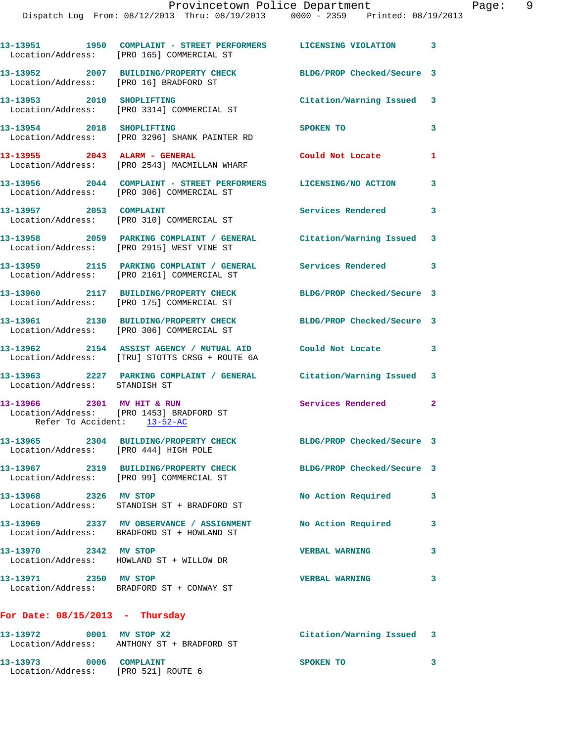13-13951 1950 COMPLAINT - STREET PERFORMERS LICENSING VIOLATION 3
Location/Address: [PRO 165] COMMERCIAL ST

13-13952 2007 BUILDING/PROPERTY CHECK BLDG/PROP Checked/Secure 3
Location/Address: [PRO 16] BRADFORD ST

13-13953 2010 SHOPLIFTING Citation/Warning Issued 3
Location/Address: [PRO 3314] COMMERCIAL ST

13-13954 2018 SHOPLIFTING SPOKEN TO 3
Location/Address: [PRO 3296] SHANK PAINTER RD

13-13955 2043 ALARM - GENERAL Could Not Locate 1
Location/Address: [PRO 2543] MACMILLAN WHARF

13-13956 2044 COMPLAINT - STREET PERFORMERS LICENSING/NO ACTION 3
Location/Address: [PRO 306] COMMERCIAL ST

13-13957 2053 COMPLAINT Services Rendered 3
Location/Address: [PRO 310] COMMERCIAL ST

13-13958 2059 PARKING COMPLAINT / GENERAL Citation/Warning Issued 3
Location/Address: [PRO 2915] WEST VINE ST

13-13959 2115 PARKING COMPLAINT / GENERAL Services Rendered 3
Location/Address: [PRO 2161] COMMERCIAL ST

13-13960 2117 BUILDING/PROPERTY CHECK BLDG/PROP Checked/Secure 3
Location/Address: [PRO 175] COMMERCIAL ST

13-13961 2130 BUILDING/PROPERTY CHECK BLDG/PROP Checked/Secure 3
Location/Address: [PRO 306] COMMERCIAL ST

13-13962 2154 ASSIST AGENCY / MUTUAL AID Could Not Locate 3
Location/Address: [TRU] STOTTS CRSG + ROUTE 6A

13-13963 2227 PARKING COMPLAINT / GENERAL Citation/Warning Issued 3
Location/Address: STANDISH ST

13-13966 2301 MV HIT & RUN Services Rendered 2
Location/Address: [PRO 1453] BRADFORD ST
Refer To Accident: 13-52-AC

13-13965 2304 BUILDING/PROPERTY CHECK BLDG/PROP Checked/Secure 3
Location/Address: [PRO 444] HIGH POLE

13-13967 2319 BUILDING/PROPERTY CHECK BLDG/PROP Checked/Secure 3
Location/Address: [PRO 99] COMMERCIAL ST

13-13968 2326 MV STOP No Action Required 3
Location/Address: STANDISH ST + BRADFORD ST

13-13969 2337 MV OBSERVANCE / ASSIGNMENT No Action Required 3
Location/Address: BRADFORD ST + HOWLAND ST

13-13970 2342 MV STOP VERBAL WARNING 3
Location/Address: HOWLAND ST + WILLOW DR

13-13971 2350 MV STOP VERBAL WARNING 3
Location/Address: BRADFORD ST + CONWAY ST

**For Date: 08/15/2013 - Thursday**

13-13972 0001 MV STOP X2 Citation/Warning Issued 3
Location/Address: ANTHONY ST + BRADFORD ST

13-13973 0006 COMPLAINT SPOKEN TO 3
Location/Address: [PRO 521] ROUTE 6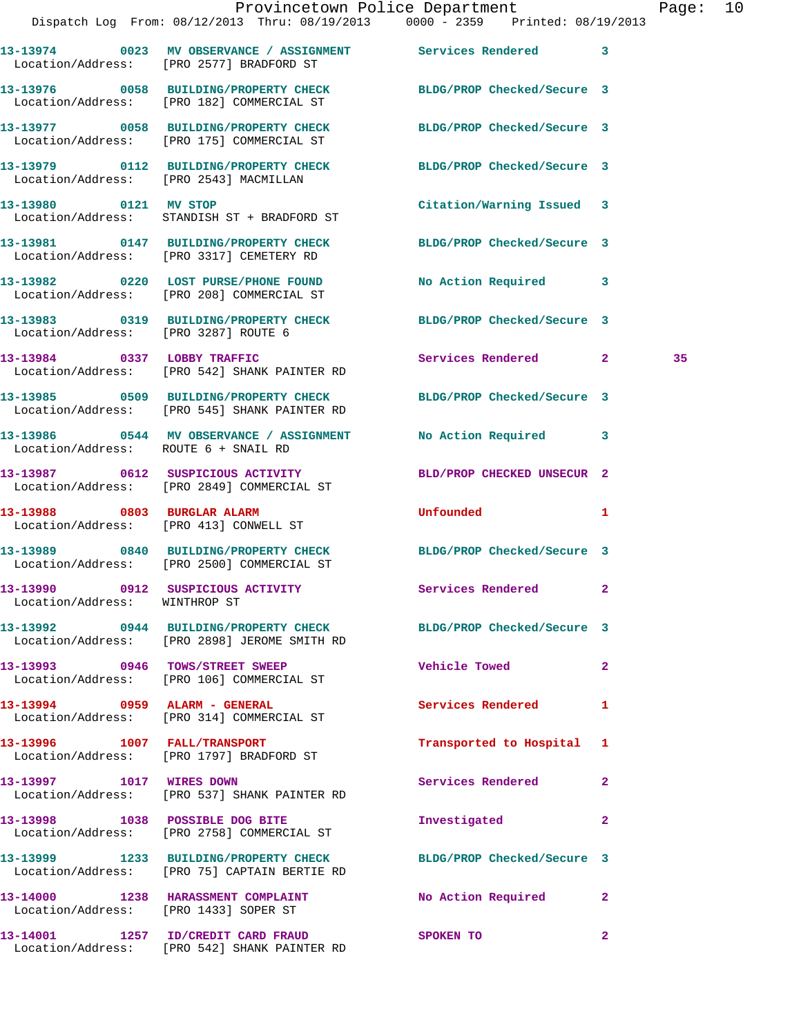Dispatch Log From: 08/12/2013 Thru: 08/19/2013 0000 - 2359 Printed: 08/19/2013

13-13974 0023 MV OBSERVANCE / ASSIGNMENT Services Rendered 3
 Location/Address: [PRO 2577] BRADFORD ST

13-13976 0058 BUILDING/PROPERTY CHECK BLDG/PROP Checked/Secure 3
 Location/Address: [PRO 182] COMMERCIAL ST

13-13977 0058 BUILDING/PROPERTY CHECK BLDG/PROP Checked/Secure 3
 Location/Address: [PRO 175] COMMERCIAL ST

13-13979 0112 BUILDING/PROPERTY CHECK BLDG/PROP Checked/Secure 3
 Location/Address: [PRO 2543] MACMILLAN

13-13980 0121 MV STOP Citation/Warning Issued 3
 Location/Address: STANDISH ST + BRADFORD ST

13-13981 0147 BUILDING/PROPERTY CHECK BLDG/PROP Checked/Secure 3
 Location/Address: [PRO 3317] CEMETERY RD

13-13982 0220 LOST PURSE/PHONE FOUND No Action Required 3
 Location/Address: [PRO 208] COMMERCIAL ST

13-13983 0319 BUILDING/PROPERTY CHECK BLDG/PROP Checked/Secure 3
 Location/Address: [PRO 3287] ROUTE 6

13-13984 0337 LOBBY TRAFFIC Services Rendered 2 35
 Location/Address: [PRO 542] SHANK PAINTER RD

13-13985 0509 BUILDING/PROPERTY CHECK BLDG/PROP Checked/Secure 3
 Location/Address: [PRO 545] SHANK PAINTER RD

13-13986 0544 MV OBSERVANCE / ASSIGNMENT No Action Required 3
 Location/Address: ROUTE 6 + SNAIL RD

13-13987 0612 SUSPICIOUS ACTIVITY BLD/PROP CHECKED UNSECUR 2
 Location/Address: [PRO 2849] COMMERCIAL ST

13-13988 0803 BURGLAR ALARM Unfounded 1
 Location/Address: [PRO 413] CONWELL ST

13-13989 0840 BUILDING/PROPERTY CHECK BLDG/PROP Checked/Secure 3
 Location/Address: [PRO 2500] COMMERCIAL ST

13-13990 0912 SUSPICIOUS ACTIVITY Services Rendered 2
 Location/Address: WINTHROP ST

13-13992 0944 BUILDING/PROPERTY CHECK BLDG/PROP Checked/Secure 3
 Location/Address: [PRO 2898] JEROME SMITH RD

13-13993 0946 TOWS/STREET SWEEP Vehicle Towed 2
 Location/Address: [PRO 106] COMMERCIAL ST

13-13994 0959 ALARM - GENERAL Services Rendered 1
 Location/Address: [PRO 314] COMMERCIAL ST

13-13996 1007 FALL/TRANSPORT Transported to Hospital 1
 Location/Address: [PRO 1797] BRADFORD ST

13-13997 1017 WIRES DOWN Services Rendered 2
 Location/Address: [PRO 537] SHANK PAINTER RD

13-13998 1038 POSSIBLE DOG BITE Investigated 2
 Location/Address: [PRO 2758] COMMERCIAL ST

13-13999 1233 BUILDING/PROPERTY CHECK BLDG/PROP Checked/Secure 3
 Location/Address: [PRO 75] CAPTAIN BERTIE RD

13-14000 1238 HARASSMENT COMPLAINT No Action Required 2
 Location/Address: [PRO 1433] SOPER ST

13-14001 1257 ID/CREDIT CARD FRAUD SPOKEN TO 2
 Location/Address: [PRO 542] SHANK PAINTER RD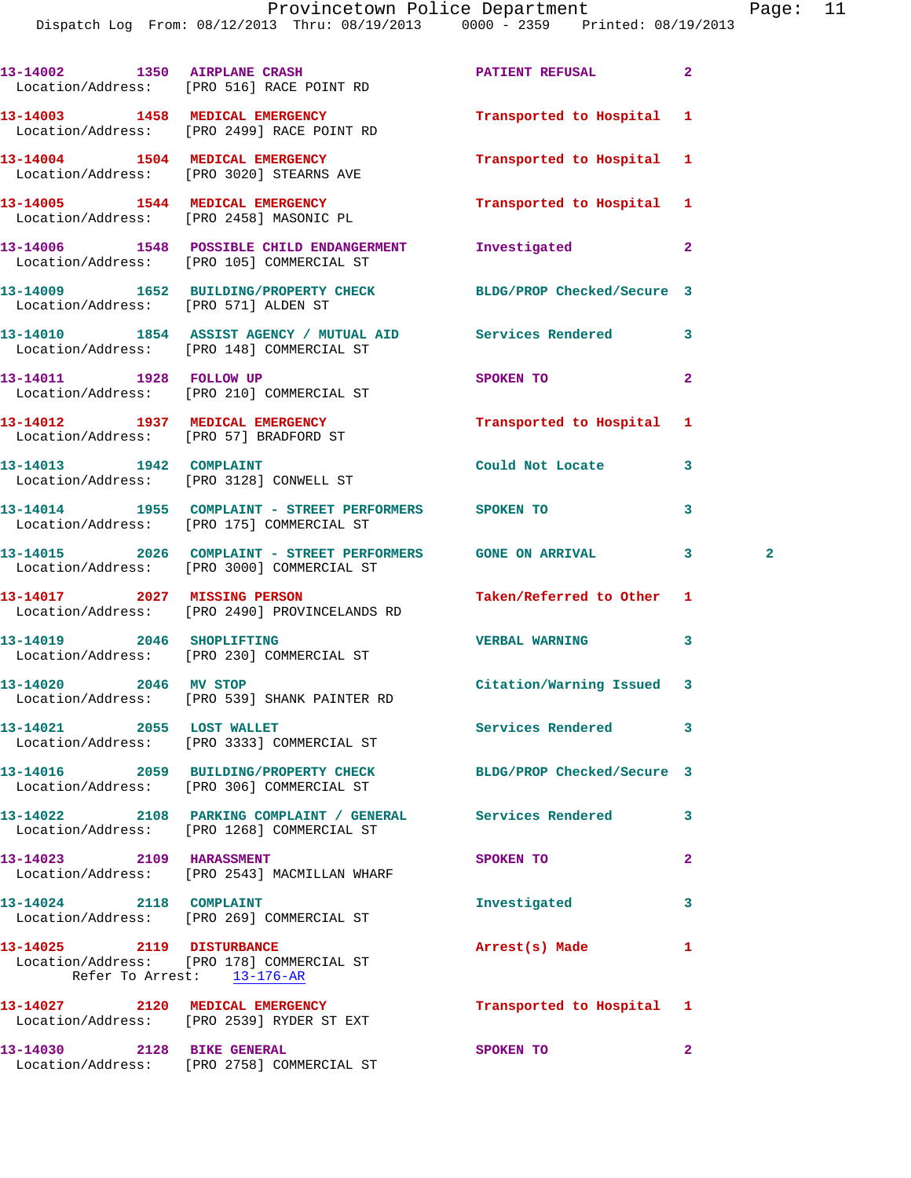13-14002 1350 AIRPLANE CRASH PATIENT REFUSAL 2
Location/Address: [PRO 516] RACE POINT RD

13-14003 1458 MEDICAL EMERGENCY Transported to Hospital 1
Location/Address: [PRO 2499] RACE POINT RD

13-14004 1504 MEDICAL EMERGENCY Transported to Hospital 1
Location/Address: [PRO 3020] STEARNS AVE

13-14005 1544 MEDICAL EMERGENCY Transported to Hospital 1
Location/Address: [PRO 2458] MASONIC PL

13-14006 1548 POSSIBLE CHILD ENDANGERMENT Investigated 2
Location/Address: [PRO 105] COMMERCIAL ST

13-14009 1652 BUILDING/PROPERTY CHECK BLDG/PROP Checked/Secure 3
Location/Address: [PRO 571] ALDEN ST

13-14010 1854 ASSIST AGENCY / MUTUAL AID Services Rendered 3
Location/Address: [PRO 148] COMMERCIAL ST

13-14011 1928 FOLLOW UP SPOKEN TO 2
Location/Address: [PRO 210] COMMERCIAL ST

13-14012 1937 MEDICAL EMERGENCY Transported to Hospital 1
Location/Address: [PRO 57] BRADFORD ST

13-14013 1942 COMPLAINT Could Not Locate 3
Location/Address: [PRO 3128] CONWELL ST

13-14014 1955 COMPLAINT - STREET PERFORMERS SPOKEN TO 3
Location/Address: [PRO 175] COMMERCIAL ST

13-14015 2026 COMPLAINT - STREET PERFORMERS GONE ON ARRIVAL 3 2
Location/Address: [PRO 3000] COMMERCIAL ST

13-14017 2027 MISSING PERSON Taken/Referred to Other 1
Location/Address: [PRO 2490] PROVINCELANDS RD

13-14019 2046 SHOPLIFTING VERBAL WARNING 3
Location/Address: [PRO 230] COMMERCIAL ST

13-14020 2046 MV STOP Citation/Warning Issued 3
Location/Address: [PRO 539] SHANK PAINTER RD

13-14021 2055 LOST WALLET Services Rendered 3
Location/Address: [PRO 3333] COMMERCIAL ST

13-14016 2059 BUILDING/PROPERTY CHECK BLDG/PROP Checked/Secure 3
Location/Address: [PRO 306] COMMERCIAL ST

13-14022 2108 PARKING COMPLAINT / GENERAL Services Rendered 3
Location/Address: [PRO 1268] COMMERCIAL ST

13-14023 2109 HARASSMENT SPOKEN TO 2
Location/Address: [PRO 2543] MACMILLAN WHARF

13-14024 2118 COMPLAINT Investigated 3
Location/Address: [PRO 269] COMMERCIAL ST

13-14025 2119 DISTURBANCE Arrest(s) Made 1
Location/Address: [PRO 178] COMMERCIAL ST
Refer To Arrest: 13-176-AR

13-14027 2120 MEDICAL EMERGENCY Transported to Hospital 1
Location/Address: [PRO 2539] RYDER ST EXT

13-14030 2128 BIKE GENERAL SPOKEN TO 2
Location/Address: [PRO 2758] COMMERCIAL ST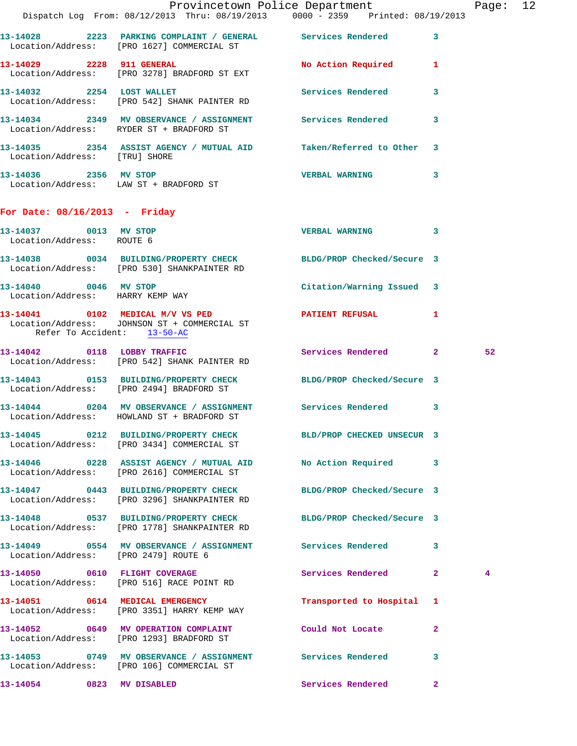13-14028 2223 PARKING COMPLAINT / GENERAL Services Rendered 3
Location/Address: [PRO 1627] COMMERCIAL ST

13-14029 2228 911 GENERAL No Action Required 1
Location/Address: [PRO 3278] BRADFORD ST EXT

13-14032 2254 LOST WALLET Services Rendered 3
Location/Address: [PRO 542] SHANK PAINTER RD

13-14034 2349 MV OBSERVANCE / ASSIGNMENT Services Rendered 3
Location/Address: RYDER ST + BRADFORD ST

13-14035 2354 ASSIST AGENCY / MUTUAL AID Taken/Referred to Other 3
Location/Address: [TRU] SHORE

13-14036 2356 MV STOP VERBAL WARNING 3
Location/Address: LAW ST + BRADFORD ST

## For Date: 08/16/2013 - Friday

13-14037 0013 MV STOP VERBAL WARNING 3
Location/Address: ROUTE 6

13-14038 0034 BUILDING/PROPERTY CHECK BLDG/PROP Checked/Secure 3
Location/Address: [PRO 530] SHANKPAINTER RD

13-14040 0046 MV STOP Citation/Warning Issued 3
Location/Address: HARRY KEMP WAY

13-14041 0102 MEDICAL M/V VS PED PATIENT REFUSAL 1
Location/Address: JOHNSON ST + COMMERCIAL ST
Refer To Accident: 13-50-AC

13-14042 0118 LOBBY TRAFFIC Services Rendered 2 52
Location/Address: [PRO 542] SHANK PAINTER RD

13-14043 0153 BUILDING/PROPERTY CHECK BLDG/PROP Checked/Secure 3
Location/Address: [PRO 2494] BRADFORD ST

13-14044 0204 MV OBSERVANCE / ASSIGNMENT Services Rendered 3
Location/Address: HOWLAND ST + BRADFORD ST

13-14045 0212 BUILDING/PROPERTY CHECK BLD/PROP CHECKED UNSECUR 3
Location/Address: [PRO 3434] COMMERCIAL ST

13-14046 0228 ASSIST AGENCY / MUTUAL AID No Action Required 3
Location/Address: [PRO 2616] COMMERCIAL ST

13-14047 0443 BUILDING/PROPERTY CHECK BLDG/PROP Checked/Secure 3
Location/Address: [PRO 3296] SHANKPAINTER RD

13-14048 0537 BUILDING/PROPERTY CHECK BLDG/PROP Checked/Secure 3
Location/Address: [PRO 1778] SHANKPAINTER RD

13-14049 0554 MV OBSERVANCE / ASSIGNMENT Services Rendered 3
Location/Address: [PRO 2479] ROUTE 6

13-14050 0610 FLIGHT COVERAGE Services Rendered 2 4
Location/Address: [PRO 516] RACE POINT RD

13-14051 0614 MEDICAL EMERGENCY Transported to Hospital 1
Location/Address: [PRO 3351] HARRY KEMP WAY

13-14052 0649 MV OPERATION COMPLAINT Could Not Locate 2
Location/Address: [PRO 1293] BRADFORD ST

13-14053 0749 MV OBSERVANCE / ASSIGNMENT Services Rendered 3
Location/Address: [PRO 106] COMMERCIAL ST

13-14054 0823 MV DISABLED Services Rendered 2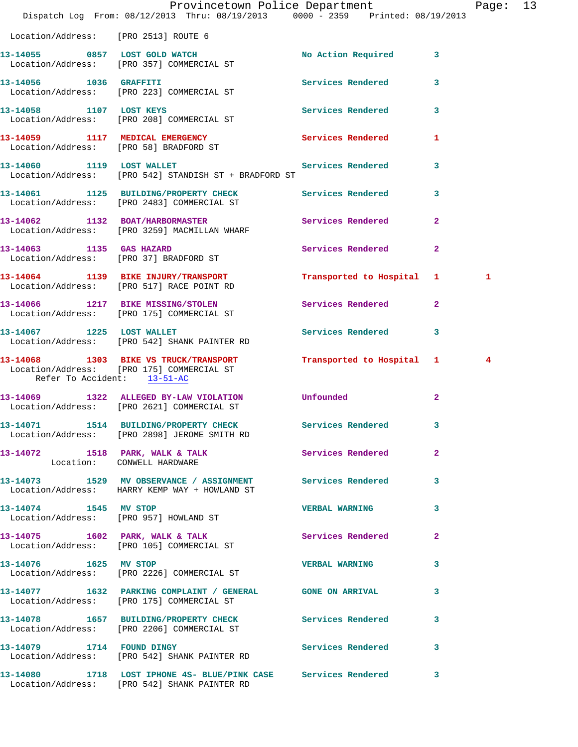Location/Address: [PRO 2513] ROUTE 6

13-14055 0857 LOST GOLD WATCH No Action Required 3
Location/Address: [PRO 357] COMMERCIAL ST

13-14056 1036 GRAFFITI Services Rendered 3
Location/Address: [PRO 223] COMMERCIAL ST

13-14058 1107 LOST KEYS Services Rendered 3
Location/Address: [PRO 208] COMMERCIAL ST

13-14059 1117 MEDICAL EMERGENCY Services Rendered 1
Location/Address: [PRO 58] BRADFORD ST

13-14060 1119 LOST WALLET Services Rendered 3
Location/Address: [PRO 542] STANDISH ST + BRADFORD ST

13-14061 1125 BUILDING/PROPERTY CHECK Services Rendered 3
Location/Address: [PRO 2483] COMMERCIAL ST

13-14062 1132 BOAT/HARBORMASTER Services Rendered 2
Location/Address: [PRO 3259] MACMILLAN WHARF

13-14063 1135 GAS HAZARD Services Rendered 2
Location/Address: [PRO 37] BRADFORD ST

13-14064 1139 BIKE INJURY/TRANSPORT Transported to Hospital 1 1
Location/Address: [PRO 517] RACE POINT RD

13-14066 1217 BIKE MISSING/STOLEN Services Rendered 2
Location/Address: [PRO 175] COMMERCIAL ST

13-14067 1225 LOST WALLET Services Rendered 3
Location/Address: [PRO 542] SHANK PAINTER RD

13-14068 1303 BIKE VS TRUCK/TRANSPORT Transported to Hospital 1 4
Location/Address: [PRO 175] COMMERCIAL ST
Refer To Accident: 13-51-AC

13-14069 1322 ALLEGED BY-LAW VIOLATION Unfounded 2
Location/Address: [PRO 2621] COMMERCIAL ST

13-14071 1514 BUILDING/PROPERTY CHECK Services Rendered 3
Location/Address: [PRO 2898] JEROME SMITH RD

13-14072 1518 PARK, WALK & TALK Services Rendered 2
Location: CONWELL HARDWARE

13-14073 1529 MV OBSERVANCE / ASSIGNMENT Services Rendered 3
Location/Address: HARRY KEMP WAY + HOWLAND ST

13-14074 1545 MV STOP VERBAL WARNING 3
Location/Address: [PRO 957] HOWLAND ST

13-14075 1602 PARK, WALK & TALK Services Rendered 2
Location/Address: [PRO 105] COMMERCIAL ST

13-14076 1625 MV STOP VERBAL WARNING 3
Location/Address: [PRO 2226] COMMERCIAL ST

13-14077 1632 PARKING COMPLAINT / GENERAL GONE ON ARRIVAL 3
Location/Address: [PRO 175] COMMERCIAL ST

13-14078 1657 BUILDING/PROPERTY CHECK Services Rendered 3
Location/Address: [PRO 2206] COMMERCIAL ST

13-14079 1714 FOUND DINGY Services Rendered 3
Location/Address: [PRO 542] SHANK PAINTER RD

13-14080 1718 LOST IPHONE 4S- BLUE/PINK CASE Services Rendered 3
Location/Address: [PRO 542] SHANK PAINTER RD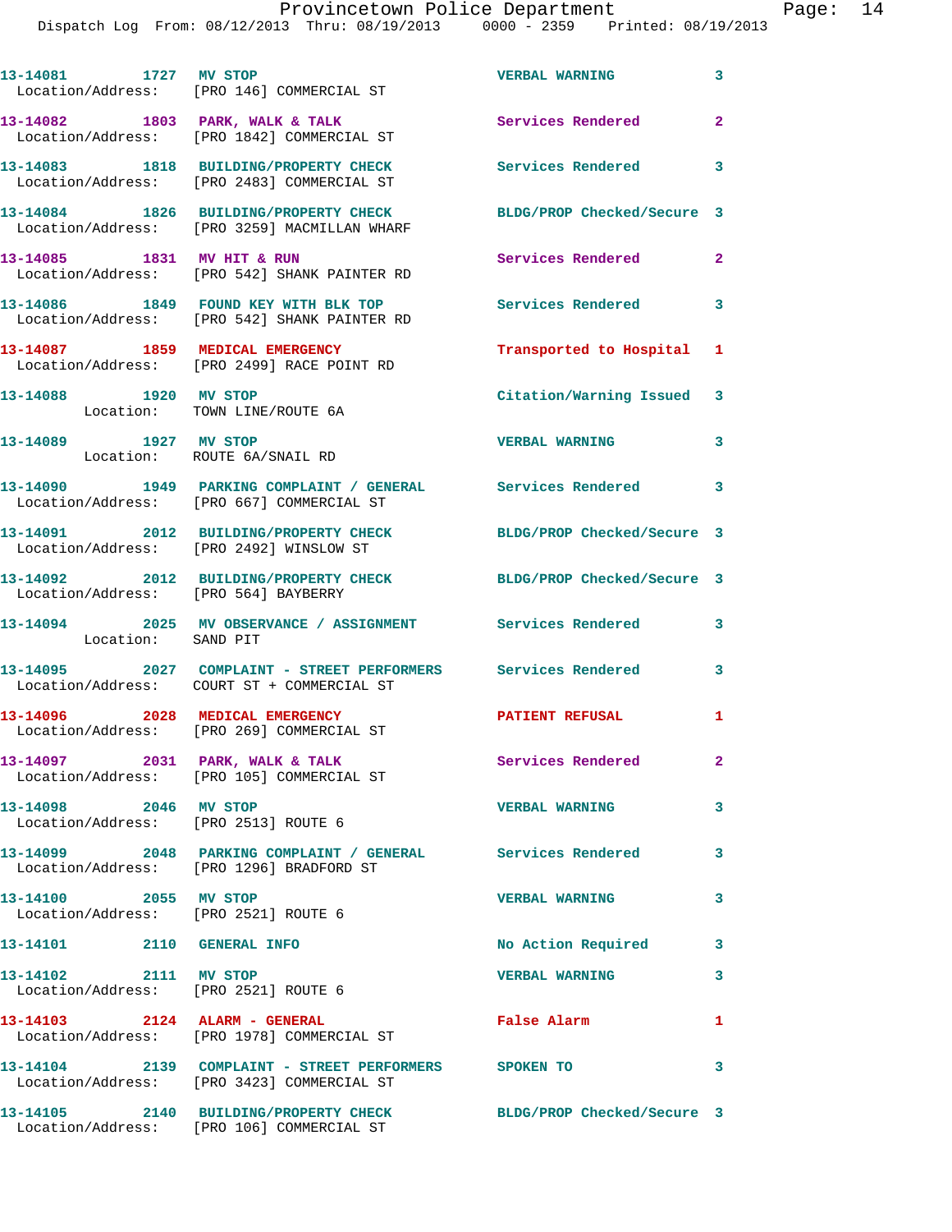| Call # | Time | Call Reason | Action | Priority |
|---|---|---|---|---|
| 13-14081 | 1727 | MV STOP | VERBAL WARNING | 3 |
| Location/Address: [PRO 146] COMMERCIAL ST | | | | |
| 13-14082 | 1803 | PARK, WALK & TALK | Services Rendered | 2 |
| Location/Address: [PRO 1842] COMMERCIAL ST | | | | |
| 13-14083 | 1818 | BUILDING/PROPERTY CHECK | Services Rendered | 3 |
| Location/Address: [PRO 2483] COMMERCIAL ST | | | | |
| 13-14084 | 1826 | BUILDING/PROPERTY CHECK | BLDG/PROP Checked/Secure | 3 |
| Location/Address: [PRO 3259] MACMILLAN WHARF | | | | |
| 13-14085 | 1831 | MV HIT & RUN | Services Rendered | 2 |
| Location/Address: [PRO 542] SHANK PAINTER RD | | | | |
| 13-14086 | 1849 | FOUND KEY WITH BLK TOP | Services Rendered | 3 |
| Location/Address: [PRO 542] SHANK PAINTER RD | | | | |
| 13-14087 | 1859 | MEDICAL EMERGENCY | Transported to Hospital | 1 |
| Location/Address: [PRO 2499] RACE POINT RD | | | | |
| 13-14088 | 1920 | MV STOP | Citation/Warning Issued | 3 |
| Location: TOWN LINE/ROUTE 6A | | | | |
| 13-14089 | 1927 | MV STOP | VERBAL WARNING | 3 |
| Location: ROUTE 6A/SNAIL RD | | | | |
| 13-14090 | 1949 | PARKING COMPLAINT / GENERAL | Services Rendered | 3 |
| Location/Address: [PRO 667] COMMERCIAL ST | | | | |
| 13-14091 | 2012 | BUILDING/PROPERTY CHECK | BLDG/PROP Checked/Secure | 3 |
| Location/Address: [PRO 2492] WINSLOW ST | | | | |
| 13-14092 | 2012 | BUILDING/PROPERTY CHECK | BLDG/PROP Checked/Secure | 3 |
| Location/Address: [PRO 564] BAYBERRY | | | | |
| 13-14094 | 2025 | MV OBSERVANCE / ASSIGNMENT | Services Rendered | 3 |
| Location: SAND PIT | | | | |
| 13-14095 | 2027 | COMPLAINT - STREET PERFORMERS | Services Rendered | 3 |
| Location/Address: COURT ST + COMMERCIAL ST | | | | |
| 13-14096 | 2028 | MEDICAL EMERGENCY | PATIENT REFUSAL | 1 |
| Location/Address: [PRO 269] COMMERCIAL ST | | | | |
| 13-14097 | 2031 | PARK, WALK & TALK | Services Rendered | 2 |
| Location/Address: [PRO 105] COMMERCIAL ST | | | | |
| 13-14098 | 2046 | MV STOP | VERBAL WARNING | 3 |
| Location/Address: [PRO 2513] ROUTE 6 | | | | |
| 13-14099 | 2048 | PARKING COMPLAINT / GENERAL | Services Rendered | 3 |
| Location/Address: [PRO 1296] BRADFORD ST | | | | |
| 13-14100 | 2055 | MV STOP | VERBAL WARNING | 3 |
| Location/Address: [PRO 2521] ROUTE 6 | | | | |
| 13-14101 | 2110 | GENERAL INFO | No Action Required | 3 |
| 13-14102 | 2111 | MV STOP | VERBAL WARNING | 3 |
| Location/Address: [PRO 2521] ROUTE 6 | | | | |
| 13-14103 | 2124 | ALARM - GENERAL | False Alarm | 1 |
| Location/Address: [PRO 1978] COMMERCIAL ST | | | | |
| 13-14104 | 2139 | COMPLAINT - STREET PERFORMERS | SPOKEN TO | 3 |
| Location/Address: [PRO 3423] COMMERCIAL ST | | | | |
| 13-14105 | 2140 | BUILDING/PROPERTY CHECK | BLDG/PROP Checked/Secure | 3 |
| Location/Address: [PRO 106] COMMERCIAL ST | | | | |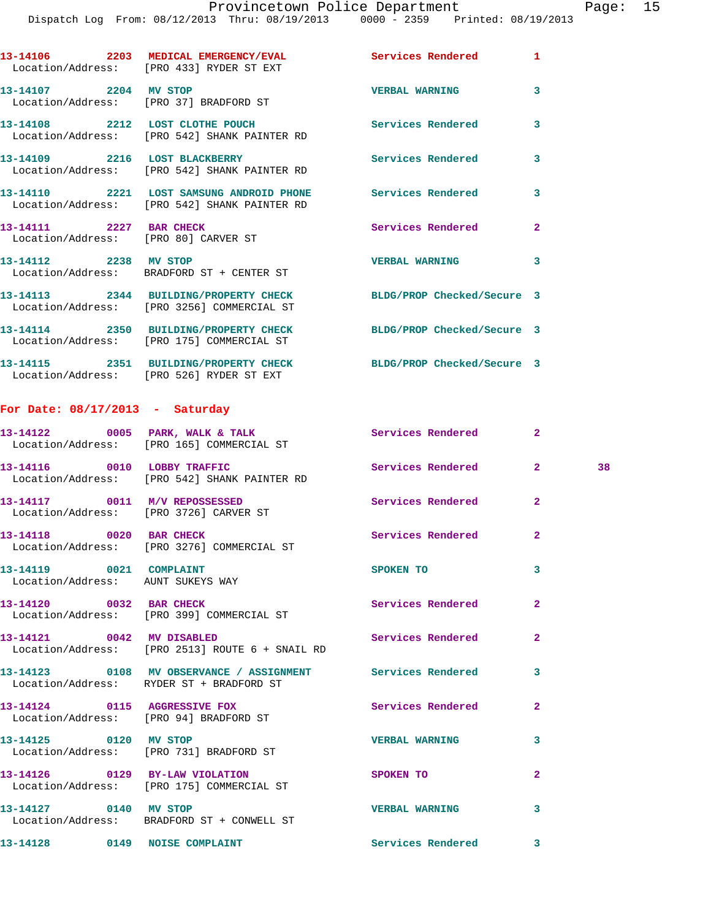13-14106 2203 MEDICAL EMERGENCY/EVAL Services Rendered 1
Location/Address: [PRO 433] RYDER ST EXT

13-14107 2204 MV STOP VERBAL WARNING 3
Location/Address: [PRO 37] BRADFORD ST

13-14108 2212 LOST CLOTHE POUCH Services Rendered 3
Location/Address: [PRO 542] SHANK PAINTER RD

13-14109 2216 LOST BLACKBERRY Services Rendered 3
Location/Address: [PRO 542] SHANK PAINTER RD

13-14110 2221 LOST SAMSUNG ANDROID PHONE Services Rendered 3
Location/Address: [PRO 542] SHANK PAINTER RD

13-14111 2227 BAR CHECK Services Rendered 2
Location/Address: [PRO 80] CARVER ST

13-14112 2238 MV STOP VERBAL WARNING 3
Location/Address: BRADFORD ST + CENTER ST

13-14113 2344 BUILDING/PROPERTY CHECK BLDG/PROP Checked/Secure 3
Location/Address: [PRO 3256] COMMERCIAL ST

13-14114 2350 BUILDING/PROPERTY CHECK BLDG/PROP Checked/Secure 3
Location/Address: [PRO 175] COMMERCIAL ST

13-14115 2351 BUILDING/PROPERTY CHECK BLDG/PROP Checked/Secure 3
Location/Address: [PRO 526] RYDER ST EXT

## For Date: 08/17/2013 - Saturday

13-14122 0005 PARK, WALK & TALK Services Rendered 2
Location/Address: [PRO 165] COMMERCIAL ST

13-14116 0010 LOBBY TRAFFIC Services Rendered 2 38
Location/Address: [PRO 542] SHANK PAINTER RD

13-14117 0011 M/V REPOSSESSED Services Rendered 2
Location/Address: [PRO 3726] CARVER ST

13-14118 0020 BAR CHECK Services Rendered 2
Location/Address: [PRO 3276] COMMERCIAL ST

13-14119 0021 COMPLAINT SPOKEN TO 3
Location/Address: AUNT SUKEYS WAY

13-14120 0032 BAR CHECK Services Rendered 2
Location/Address: [PRO 399] COMMERCIAL ST

13-14121 0042 MV DISABLED Services Rendered 2
Location/Address: [PRO 2513] ROUTE 6 + SNAIL RD

13-14123 0108 MV OBSERVANCE / ASSIGNMENT Services Rendered 3
Location/Address: RYDER ST + BRADFORD ST

13-14124 0115 AGGRESSIVE FOX Services Rendered 2
Location/Address: [PRO 94] BRADFORD ST

13-14125 0120 MV STOP VERBAL WARNING 3
Location/Address: [PRO 731] BRADFORD ST

13-14126 0129 BY-LAW VIOLATION SPOKEN TO 2
Location/Address: [PRO 175] COMMERCIAL ST

13-14127 0140 MV STOP VERBAL WARNING 3
Location/Address: BRADFORD ST + CONWELL ST

13-14128 0149 NOISE COMPLAINT Services Rendered 3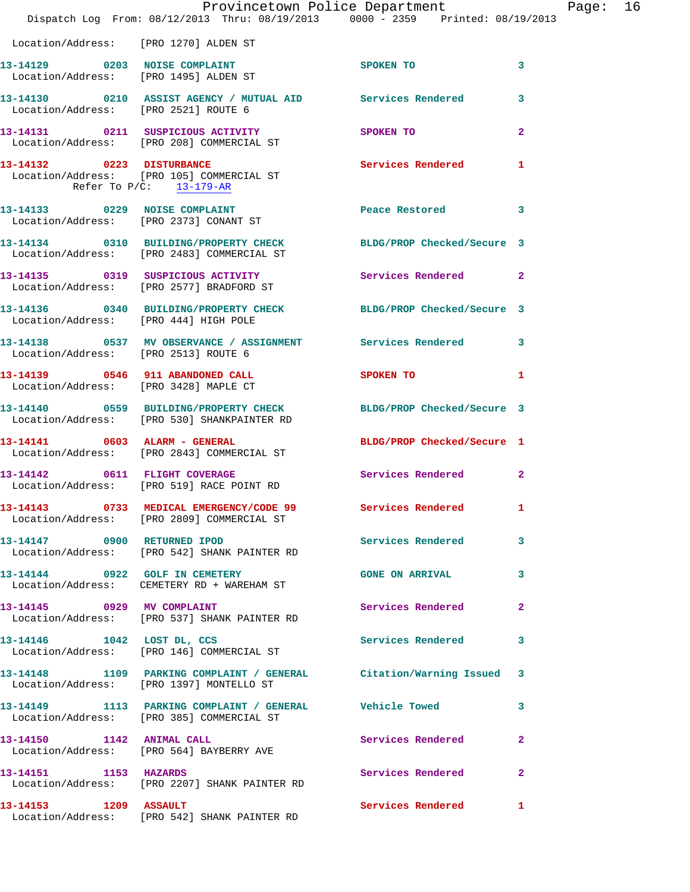Location/Address: [PRO 1270] ALDEN ST

| Call # | Time | Call Type | Disposition | Priority |
|---|---|---|---|---|
| 13-14129 | 0203 | NOISE COMPLAINT | SPOKEN TO | 3 |
| | | Location/Address: [PRO 1495] ALDEN ST | | |
| 13-14130 | 0210 | ASSIST AGENCY / MUTUAL AID | Services Rendered | 3 |
| | | Location/Address: [PRO 2521] ROUTE 6 | | |
| 13-14131 | 0211 | SUSPICIOUS ACTIVITY | SPOKEN TO | 2 |
| | | Location/Address: [PRO 208] COMMERCIAL ST | | |
| 13-14132 | 0223 | DISTURBANCE | Services Rendered | 1 |
| | | Location/Address: [PRO 105] COMMERCIAL ST; Refer To P/C: 13-179-AR | | |
| 13-14133 | 0229 | NOISE COMPLAINT | Peace Restored | 3 |
| | | Location/Address: [PRO 2373] CONANT ST | | |
| 13-14134 | 0310 | BUILDING/PROPERTY CHECK | BLDG/PROP Checked/Secure | 3 |
| | | Location/Address: [PRO 2483] COMMERCIAL ST | | |
| 13-14135 | 0319 | SUSPICIOUS ACTIVITY | Services Rendered | 2 |
| | | Location/Address: [PRO 2577] BRADFORD ST | | |
| 13-14136 | 0340 | BUILDING/PROPERTY CHECK | BLDG/PROP Checked/Secure | 3 |
| | | Location/Address: [PRO 444] HIGH POLE | | |
| 13-14138 | 0537 | MV OBSERVANCE / ASSIGNMENT | Services Rendered | 3 |
| | | Location/Address: [PRO 2513] ROUTE 6 | | |
| 13-14139 | 0546 | 911 ABANDONED CALL | SPOKEN TO | 1 |
| | | Location/Address: [PRO 3428] MAPLE CT | | |
| 13-14140 | 0559 | BUILDING/PROPERTY CHECK | BLDG/PROP Checked/Secure | 3 |
| | | Location/Address: [PRO 530] SHANKPAINTER RD | | |
| 13-14141 | 0603 | ALARM - GENERAL | BLDG/PROP Checked/Secure | 1 |
| | | Location/Address: [PRO 2843] COMMERCIAL ST | | |
| 13-14142 | 0611 | FLIGHT COVERAGE | Services Rendered | 2 |
| | | Location/Address: [PRO 519] RACE POINT RD | | |
| 13-14143 | 0733 | MEDICAL EMERGENCY/CODE 99 | Services Rendered | 1 |
| | | Location/Address: [PRO 2809] COMMERCIAL ST | | |
| 13-14147 | 0900 | RETURNED IPOD | Services Rendered | 3 |
| | | Location/Address: [PRO 542] SHANK PAINTER RD | | |
| 13-14144 | 0922 | GOLF IN CEMETERY | GONE ON ARRIVAL | 3 |
| | | Location/Address: CEMETERY RD + WAREHAM ST | | |
| 13-14145 | 0929 | MV COMPLAINT | Services Rendered | 2 |
| | | Location/Address: [PRO 537] SHANK PAINTER RD | | |
| 13-14146 | 1042 | LOST DL, CCS | Services Rendered | 3 |
| | | Location/Address: [PRO 146] COMMERCIAL ST | | |
| 13-14148 | 1109 | PARKING COMPLAINT / GENERAL | Citation/Warning Issued | 3 |
| | | Location/Address: [PRO 1397] MONTELLO ST | | |
| 13-14149 | 1113 | PARKING COMPLAINT / GENERAL | Vehicle Towed | 3 |
| | | Location/Address: [PRO 385] COMMERCIAL ST | | |
| 13-14150 | 1142 | ANIMAL CALL | Services Rendered | 2 |
| | | Location/Address: [PRO 564] BAYBERRY AVE | | |
| 13-14151 | 1153 | HAZARDS | Services Rendered | 2 |
| | | Location/Address: [PRO 2207] SHANK PAINTER RD | | |
| 13-14153 | 1209 | ASSAULT | Services Rendered | 1 |
| | | Location/Address: [PRO 542] SHANK PAINTER RD | | |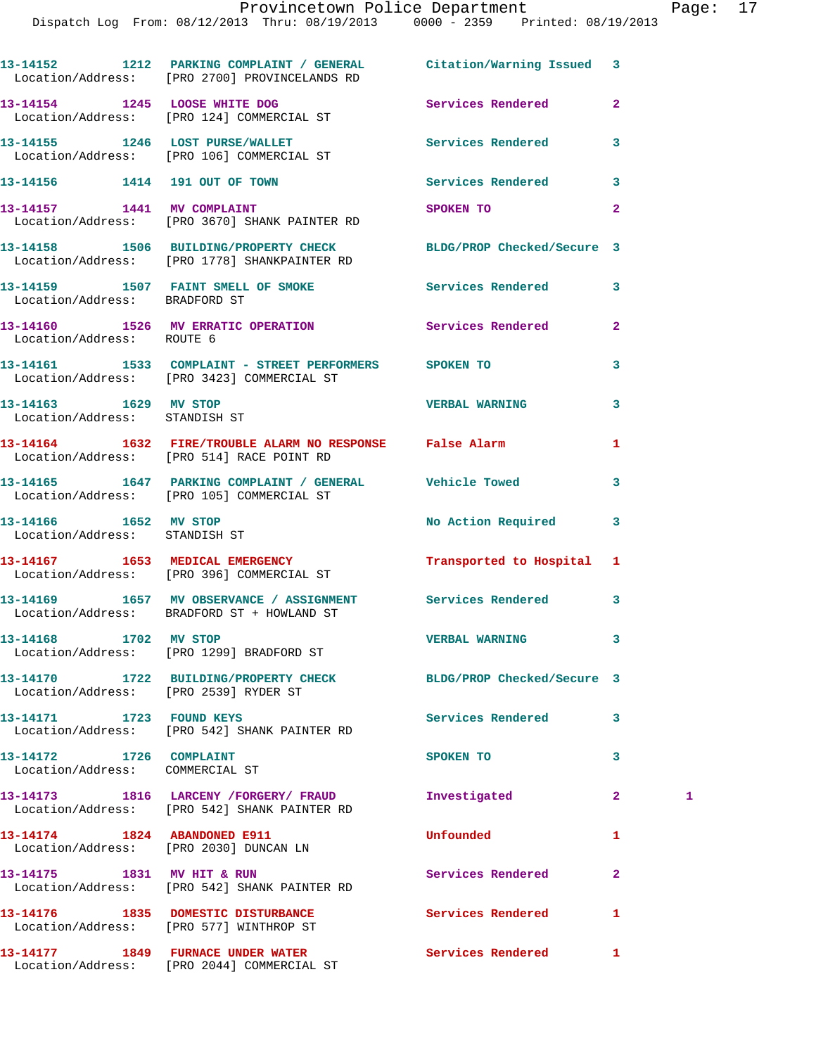13-14152 1212 PARKING COMPLAINT / GENERAL Citation/Warning Issued 3
Location/Address: [PRO 2700] PROVINCELANDS RD

13-14154 1245 LOOSE WHITE DOG Services Rendered 2
Location/Address: [PRO 124] COMMERCIAL ST

13-14155 1246 LOST PURSE/WALLET Services Rendered 3
Location/Address: [PRO 106] COMMERCIAL ST

13-14156 1414 191 OUT OF TOWN Services Rendered 3

13-14157 1441 MV COMPLAINT SPOKEN TO 2
Location/Address: [PRO 3670] SHANK PAINTER RD

13-14158 1506 BUILDING/PROPERTY CHECK BLDG/PROP Checked/Secure 3
Location/Address: [PRO 1778] SHANKPAINTER RD

13-14159 1507 FAINT SMELL OF SMOKE Services Rendered 3
Location/Address: BRADFORD ST

13-14160 1526 MV ERRATIC OPERATION Services Rendered 2
Location/Address: ROUTE 6

13-14161 1533 COMPLAINT - STREET PERFORMERS SPOKEN TO 3
Location/Address: [PRO 3423] COMMERCIAL ST

13-14163 1629 MV STOP VERBAL WARNING 3
Location/Address: STANDISH ST

13-14164 1632 FIRE/TROUBLE ALARM NO RESPONSE False Alarm 1
Location/Address: [PRO 514] RACE POINT RD

13-14165 1647 PARKING COMPLAINT / GENERAL Vehicle Towed 3
Location/Address: [PRO 105] COMMERCIAL ST

13-14166 1652 MV STOP No Action Required 3
Location/Address: STANDISH ST

13-14167 1653 MEDICAL EMERGENCY Transported to Hospital 1
Location/Address: [PRO 396] COMMERCIAL ST

13-14169 1657 MV OBSERVANCE / ASSIGNMENT Services Rendered 3
Location/Address: BRADFORD ST + HOWLAND ST

13-14168 1702 MV STOP VERBAL WARNING 3
Location/Address: [PRO 1299] BRADFORD ST

13-14170 1722 BUILDING/PROPERTY CHECK BLDG/PROP Checked/Secure 3
Location/Address: [PRO 2539] RYDER ST

13-14171 1723 FOUND KEYS Services Rendered 3
Location/Address: [PRO 542] SHANK PAINTER RD

13-14172 1726 COMPLAINT SPOKEN TO 3
Location/Address: COMMERCIAL ST

13-14173 1816 LARCENY /FORGERY/ FRAUD Investigated 2 1
Location/Address: [PRO 542] SHANK PAINTER RD

13-14174 1824 ABANDONED E911 Unfounded 1
Location/Address: [PRO 2030] DUNCAN LN

13-14175 1831 MV HIT & RUN Services Rendered 2
Location/Address: [PRO 542] SHANK PAINTER RD

13-14176 1835 DOMESTIC DISTURBANCE Services Rendered 1
Location/Address: [PRO 577] WINTHROP ST

13-14177 1849 FURNACE UNDER WATER Services Rendered 1
Location/Address: [PRO 2044] COMMERCIAL ST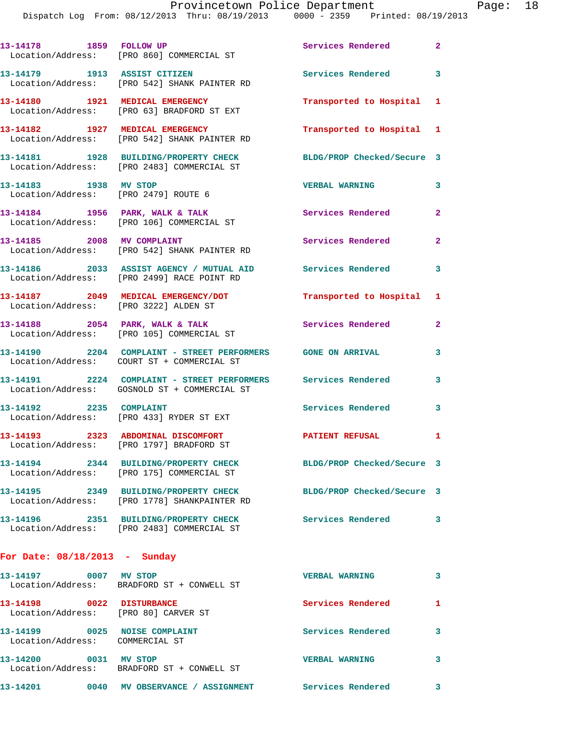```
13-14178        1859  FOLLOW UP                        Services Rendered         2
  Location/Address:    [PRO 860] COMMERCIAL ST

13-14179        1913  ASSIST CITIZEN                   Services Rendered         3
  Location/Address:    [PRO 542] SHANK PAINTER RD

13-14180        1921  MEDICAL EMERGENCY                Transported to Hospital   1
  Location/Address:    [PRO 63] BRADFORD ST EXT

13-14182        1927  MEDICAL EMERGENCY                Transported to Hospital   1
  Location/Address:    [PRO 542] SHANK PAINTER RD

13-14181        1928  BUILDING/PROPERTY CHECK          BLDG/PROP Checked/Secure  3
  Location/Address:    [PRO 2483] COMMERCIAL ST

13-14183        1938  MV STOP                          VERBAL WARNING            3
  Location/Address:    [PRO 2479] ROUTE 6

13-14184        1956  PARK, WALK & TALK                Services Rendered         2
  Location/Address:    [PRO 106] COMMERCIAL ST

13-14185        2008  MV COMPLAINT                     Services Rendered         2
  Location/Address:    [PRO 542] SHANK PAINTER RD

13-14186        2033  ASSIST AGENCY / MUTUAL AID       Services Rendered         3
  Location/Address:    [PRO 2499] RACE POINT RD

13-14187        2049  MEDICAL EMERGENCY/DOT            Transported to Hospital   1
  Location/Address:    [PRO 3222] ALDEN ST

13-14188        2054  PARK, WALK & TALK                Services Rendered         2
  Location/Address:    [PRO 105] COMMERCIAL ST

13-14190        2204  COMPLAINT - STREET PERFORMERS    GONE ON ARRIVAL           3
  Location/Address:    COURT ST + COMMERCIAL ST

13-14191        2224  COMPLAINT - STREET PERFORMERS    Services Rendered         3
  Location/Address:    GOSNOLD ST + COMMERCIAL ST

13-14192        2235  COMPLAINT                        Services Rendered         3
  Location/Address:    [PRO 433] RYDER ST EXT

13-14193        2323  ABDOMINAL DISCOMFORT             PATIENT REFUSAL           1
  Location/Address:    [PRO 1797] BRADFORD ST

13-14194        2344  BUILDING/PROPERTY CHECK          BLDG/PROP Checked/Secure  3
  Location/Address:    [PRO 175] COMMERCIAL ST

13-14195        2349  BUILDING/PROPERTY CHECK          BLDG/PROP Checked/Secure  3
  Location/Address:    [PRO 1778] SHANKPAINTER RD

13-14196        2351  BUILDING/PROPERTY CHECK          Services Rendered         3
  Location/Address:    [PRO 2483] COMMERCIAL ST
```

**For Date: 08/18/2013 - Sunday**

```
13-14197        0007  MV STOP                          VERBAL WARNING            3
  Location/Address:    BRADFORD ST + CONWELL ST

13-14198        0022  DISTURBANCE                      Services Rendered         1
  Location/Address:    [PRO 80] CARVER ST

13-14199        0025  NOISE COMPLAINT                  Services Rendered         3
  Location/Address:    COMMERCIAL ST

13-14200        0031  MV STOP                          VERBAL WARNING            3
  Location/Address:    BRADFORD ST + CONWELL ST

13-14201        0040  MV OBSERVANCE / ASSIGNMENT       Services Rendered         3
```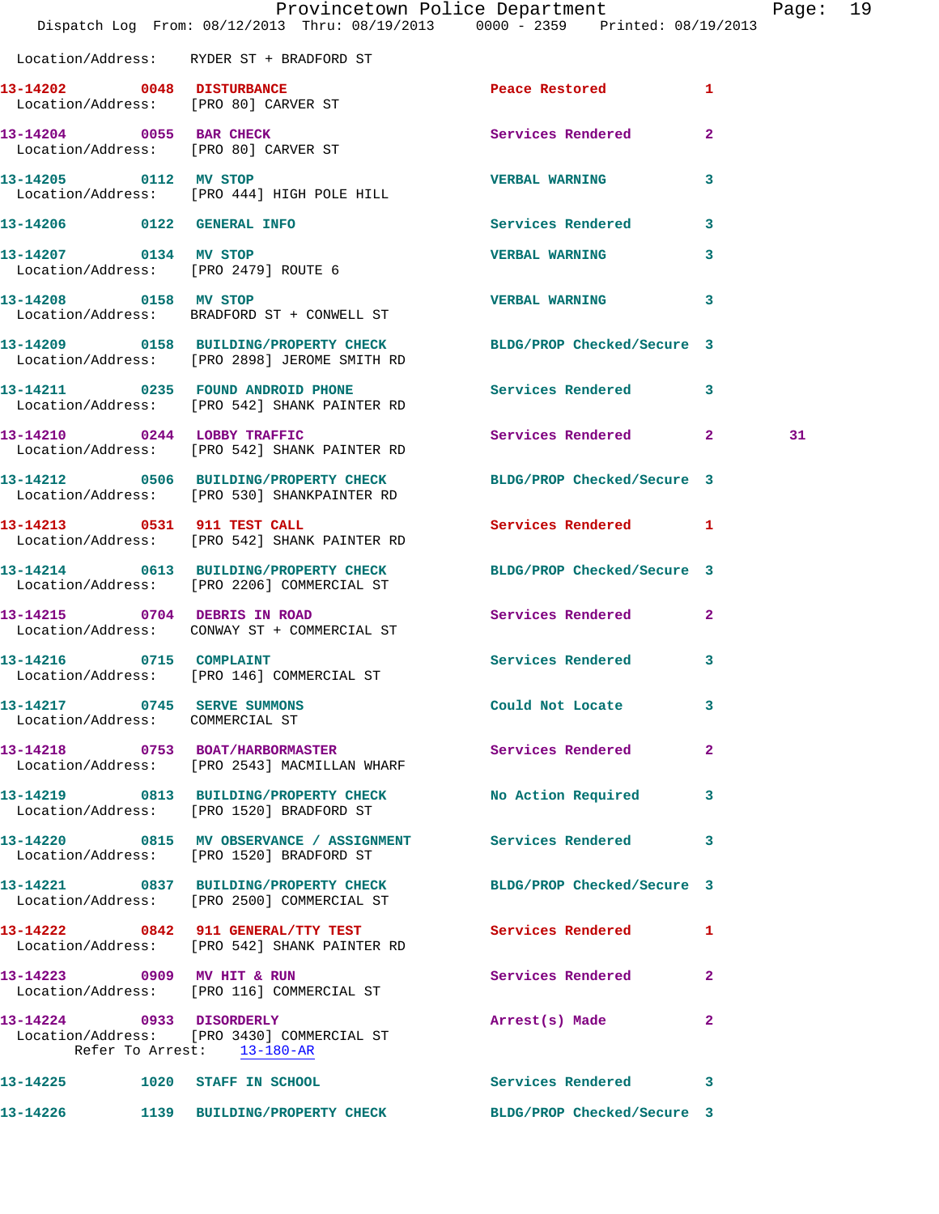Location/Address: RYDER ST + BRADFORD ST

| Call Number | Time | Call Reason | Action | Priority | |
|---|---|---|---|---|---|
| 13-14202 | 0048 | DISTURBANCE | Peace Restored | 1 | |
| | | Location/Address: [PRO 80] CARVER ST | | | |
| 13-14204 | 0055 | BAR CHECK | Services Rendered | 2 | |
| | | Location/Address: [PRO 80] CARVER ST | | | |
| 13-14205 | 0112 | MV STOP | VERBAL WARNING | 3 | |
| | | Location/Address: [PRO 444] HIGH POLE HILL | | | |
| 13-14206 | 0122 | GENERAL INFO | Services Rendered | 3 | |
| 13-14207 | 0134 | MV STOP | VERBAL WARNING | 3 | |
| | | Location/Address: [PRO 2479] ROUTE 6 | | | |
| 13-14208 | 0158 | MV STOP | VERBAL WARNING | 3 | |
| | | Location/Address: BRADFORD ST + CONWELL ST | | | |
| 13-14209 | 0158 | BUILDING/PROPERTY CHECK | BLDG/PROP Checked/Secure | 3 | |
| | | Location/Address: [PRO 2898] JEROME SMITH RD | | | |
| 13-14211 | 0235 | FOUND ANDROID PHONE | Services Rendered | 3 | |
| | | Location/Address: [PRO 542] SHANK PAINTER RD | | | |
| 13-14210 | 0244 | LOBBY TRAFFIC | Services Rendered | 2 | 31 |
| | | Location/Address: [PRO 542] SHANK PAINTER RD | | | |
| 13-14212 | 0506 | BUILDING/PROPERTY CHECK | BLDG/PROP Checked/Secure | 3 | |
| | | Location/Address: [PRO 530] SHANKPAINTER RD | | | |
| 13-14213 | 0531 | 911 TEST CALL | Services Rendered | 1 | |
| | | Location/Address: [PRO 542] SHANK PAINTER RD | | | |
| 13-14214 | 0613 | BUILDING/PROPERTY CHECK | BLDG/PROP Checked/Secure | 3 | |
| | | Location/Address: [PRO 2206] COMMERCIAL ST | | | |
| 13-14215 | 0704 | DEBRIS IN ROAD | Services Rendered | 2 | |
| | | Location/Address: CONWAY ST + COMMERCIAL ST | | | |
| 13-14216 | 0715 | COMPLAINT | Services Rendered | 3 | |
| | | Location/Address: [PRO 146] COMMERCIAL ST | | | |
| 13-14217 | 0745 | SERVE SUMMONS | Could Not Locate | 3 | |
| | | Location/Address: COMMERCIAL ST | | | |
| 13-14218 | 0753 | BOAT/HARBORMASTER | Services Rendered | 2 | |
| | | Location/Address: [PRO 2543] MACMILLAN WHARF | | | |
| 13-14219 | 0813 | BUILDING/PROPERTY CHECK | No Action Required | 3 | |
| | | Location/Address: [PRO 1520] BRADFORD ST | | | |
| 13-14220 | 0815 | MV OBSERVANCE / ASSIGNMENT | Services Rendered | 3 | |
| | | Location/Address: [PRO 1520] BRADFORD ST | | | |
| 13-14221 | 0837 | BUILDING/PROPERTY CHECK | BLDG/PROP Checked/Secure | 3 | |
| | | Location/Address: [PRO 2500] COMMERCIAL ST | | | |
| 13-14222 | 0842 | 911 GENERAL/TTY TEST | Services Rendered | 1 | |
| | | Location/Address: [PRO 542] SHANK PAINTER RD | | | |
| 13-14223 | 0909 | MV HIT & RUN | Services Rendered | 2 | |
| | | Location/Address: [PRO 116] COMMERCIAL ST | | | |
| 13-14224 | 0933 | DISORDERLY | Arrest(s) Made | 2 | |
| | | Location/Address: [PRO 3430] COMMERCIAL ST | | | |
| | | Refer To Arrest: 13-180-AR | | | |
| 13-14225 | 1020 | STAFF IN SCHOOL | Services Rendered | 3 | |
| 13-14226 | 1139 | BUILDING/PROPERTY CHECK | BLDG/PROP Checked/Secure | 3 | |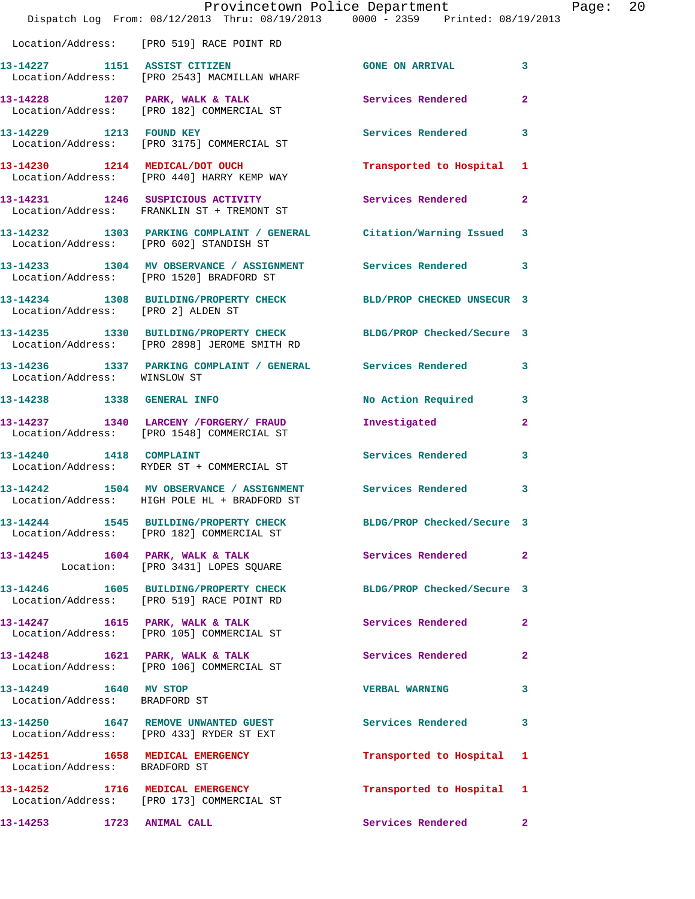Location/Address: [PRO 519] RACE POINT RD

| Call # | Time | Call Reason | Action | Priority |
|---|---|---|---|---|
| 13-14227 | 1151 | ASSIST CITIZEN | GONE ON ARRIVAL | 3 |
| | | Location/Address: [PRO 2543] MACMILLAN WHARF | | |
| 13-14228 | 1207 | PARK, WALK & TALK | Services Rendered | 2 |
| | | Location/Address: [PRO 182] COMMERCIAL ST | | |
| 13-14229 | 1213 | FOUND KEY | Services Rendered | 3 |
| | | Location/Address: [PRO 3175] COMMERCIAL ST | | |
| 13-14230 | 1214 | MEDICAL/DOT OUCH | Transported to Hospital | 1 |
| | | Location/Address: [PRO 440] HARRY KEMP WAY | | |
| 13-14231 | 1246 | SUSPICIOUS ACTIVITY | Services Rendered | 2 |
| | | Location/Address: FRANKLIN ST + TREMONT ST | | |
| 13-14232 | 1303 | PARKING COMPLAINT / GENERAL | Citation/Warning Issued | 3 |
| | | Location/Address: [PRO 602] STANDISH ST | | |
| 13-14233 | 1304 | MV OBSERVANCE / ASSIGNMENT | Services Rendered | 3 |
| | | Location/Address: [PRO 1520] BRADFORD ST | | |
| 13-14234 | 1308 | BUILDING/PROPERTY CHECK | BLD/PROP CHECKED UNSECUR | 3 |
| | | Location/Address: [PRO 2] ALDEN ST | | |
| 13-14235 | 1330 | BUILDING/PROPERTY CHECK | BLDG/PROP Checked/Secure | 3 |
| | | Location/Address: [PRO 2898] JEROME SMITH RD | | |
| 13-14236 | 1337 | PARKING COMPLAINT / GENERAL | Services Rendered | 3 |
| | | Location/Address: WINSLOW ST | | |
| 13-14238 | 1338 | GENERAL INFO | No Action Required | 3 |
| 13-14237 | 1340 | LARCENY /FORGERY/ FRAUD | Investigated | 2 |
| | | Location/Address: [PRO 1548] COMMERCIAL ST | | |
| 13-14240 | 1418 | COMPLAINT | Services Rendered | 3 |
| | | Location/Address: RYDER ST + COMMERCIAL ST | | |
| 13-14242 | 1504 | MV OBSERVANCE / ASSIGNMENT | Services Rendered | 3 |
| | | Location/Address: HIGH POLE HL + BRADFORD ST | | |
| 13-14244 | 1545 | BUILDING/PROPERTY CHECK | BLDG/PROP Checked/Secure | 3 |
| | | Location/Address: [PRO 182] COMMERCIAL ST | | |
| 13-14245 | 1604 | PARK, WALK & TALK | Services Rendered | 2 |
| | | Location: [PRO 3431] LOPES SQUARE | | |
| 13-14246 | 1605 | BUILDING/PROPERTY CHECK | BLDG/PROP Checked/Secure | 3 |
| | | Location/Address: [PRO 519] RACE POINT RD | | |
| 13-14247 | 1615 | PARK, WALK & TALK | Services Rendered | 2 |
| | | Location/Address: [PRO 105] COMMERCIAL ST | | |
| 13-14248 | 1621 | PARK, WALK & TALK | Services Rendered | 2 |
| | | Location/Address: [PRO 106] COMMERCIAL ST | | |
| 13-14249 | 1640 | MV STOP | VERBAL WARNING | 3 |
| | | Location/Address: BRADFORD ST | | |
| 13-14250 | 1647 | REMOVE UNWANTED GUEST | Services Rendered | 3 |
| | | Location/Address: [PRO 433] RYDER ST EXT | | |
| 13-14251 | 1658 | MEDICAL EMERGENCY | Transported to Hospital | 1 |
| | | Location/Address: BRADFORD ST | | |
| 13-14252 | 1716 | MEDICAL EMERGENCY | Transported to Hospital | 1 |
| | | Location/Address: [PRO 173] COMMERCIAL ST | | |
| 13-14253 | 1723 | ANIMAL CALL | Services Rendered | 2 |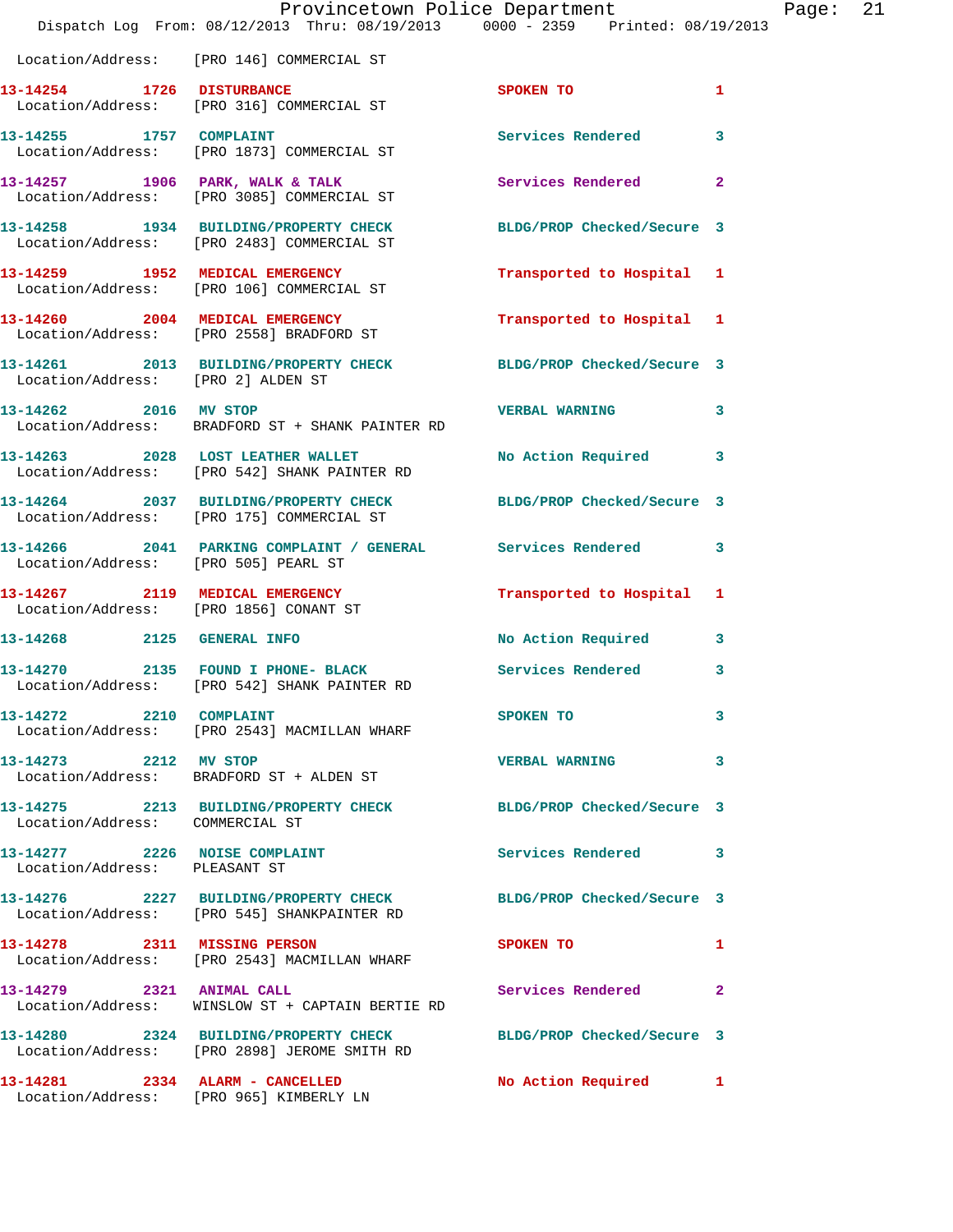Location/Address: [PRO 146] COMMERCIAL ST

**13-14254** 1726 **DISTURBANCE** SPOKEN TO 1
Location/Address: [PRO 316] COMMERCIAL ST

**13-14255** 1757 **COMPLAINT** Services Rendered 3
Location/Address: [PRO 1873] COMMERCIAL ST

**13-14257** 1906 **PARK, WALK & TALK** Services Rendered 2
Location/Address: [PRO 3085] COMMERCIAL ST

**13-14258** 1934 **BUILDING/PROPERTY CHECK** BLDG/PROP Checked/Secure 3
Location/Address: [PRO 2483] COMMERCIAL ST

**13-14259** 1952 **MEDICAL EMERGENCY** Transported to Hospital 1
Location/Address: [PRO 106] COMMERCIAL ST

**13-14260** 2004 **MEDICAL EMERGENCY** Transported to Hospital 1
Location/Address: [PRO 2558] BRADFORD ST

**13-14261** 2013 **BUILDING/PROPERTY CHECK** BLDG/PROP Checked/Secure 3
Location/Address: [PRO 2] ALDEN ST

**13-14262** 2016 **MV STOP** VERBAL WARNING 3
Location/Address: BRADFORD ST + SHANK PAINTER RD

**13-14263** 2028 **LOST LEATHER WALLET** No Action Required 3
Location/Address: [PRO 542] SHANK PAINTER RD

**13-14264** 2037 **BUILDING/PROPERTY CHECK** BLDG/PROP Checked/Secure 3
Location/Address: [PRO 175] COMMERCIAL ST

**13-14266** 2041 **PARKING COMPLAINT / GENERAL** Services Rendered 3
Location/Address: [PRO 505] PEARL ST

**13-14267** 2119 **MEDICAL EMERGENCY** Transported to Hospital 1
Location/Address: [PRO 1856] CONANT ST

**13-14268** 2125 **GENERAL INFO** No Action Required 3

**13-14270** 2135 **FOUND I PHONE- BLACK** Services Rendered 3
Location/Address: [PRO 542] SHANK PAINTER RD

**13-14272** 2210 **COMPLAINT** SPOKEN TO 3
Location/Address: [PRO 2543] MACMILLAN WHARF

**13-14273** 2212 **MV STOP** VERBAL WARNING 3
Location/Address: BRADFORD ST + ALDEN ST

**13-14275** 2213 **BUILDING/PROPERTY CHECK** BLDG/PROP Checked/Secure 3
Location/Address: COMMERCIAL ST

**13-14277** 2226 **NOISE COMPLAINT** Services Rendered 3
Location/Address: PLEASANT ST

**13-14276** 2227 **BUILDING/PROPERTY CHECK** BLDG/PROP Checked/Secure 3
Location/Address: [PRO 545] SHANKPAINTER RD

**13-14278** 2311 **MISSING PERSON** SPOKEN TO 1
Location/Address: [PRO 2543] MACMILLAN WHARF

**13-14279** 2321 **ANIMAL CALL** Services Rendered 2
Location/Address: WINSLOW ST + CAPTAIN BERTIE RD

**13-14280** 2324 **BUILDING/PROPERTY CHECK** BLDG/PROP Checked/Secure 3
Location/Address: [PRO 2898] JEROME SMITH RD

**13-14281** 2334 **ALARM - CANCELLED** No Action Required 1
Location/Address: [PRO 965] KIMBERLY LN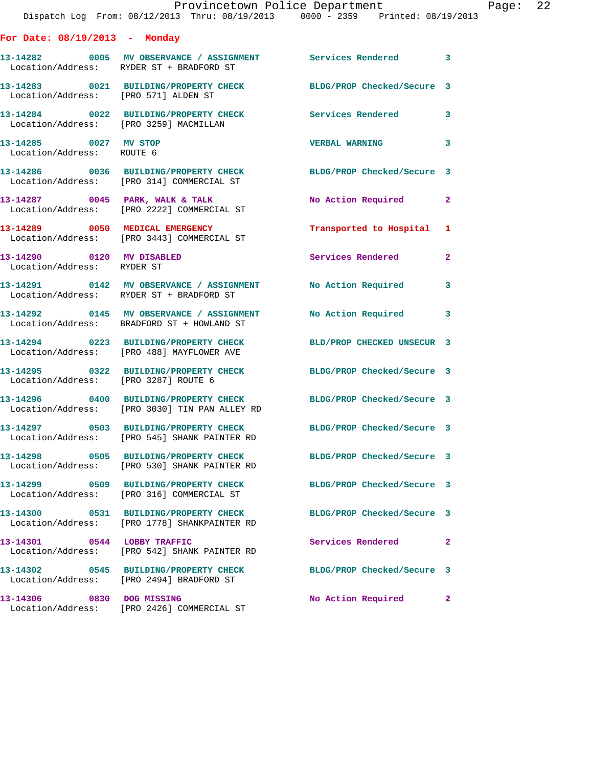**For Date: 08/19/2013 - Monday**

| | | | | |
|---|---|---|---|---|
| 13-14282 | 0005 | MV OBSERVANCE / ASSIGNMENT | Services Rendered | 3 |
| Location/Address: | RYDER ST + BRADFORD ST | | | |
| 13-14283 | 0021 | BUILDING/PROPERTY CHECK | BLDG/PROP Checked/Secure | 3 |
| Location/Address: | [PRO 571] ALDEN ST | | | |
| 13-14284 | 0022 | BUILDING/PROPERTY CHECK | Services Rendered | 3 |
| Location/Address: | [PRO 3259] MACMILLAN | | | |
| 13-14285 | 0027 | MV STOP | VERBAL WARNING | 3 |
| Location/Address: | ROUTE 6 | | | |
| 13-14286 | 0036 | BUILDING/PROPERTY CHECK | BLDG/PROP Checked/Secure | 3 |
| Location/Address: | [PRO 314] COMMERCIAL ST | | | |
| 13-14287 | 0045 | PARK, WALK & TALK | No Action Required | 2 |
| Location/Address: | [PRO 2222] COMMERCIAL ST | | | |
| 13-14289 | 0050 | MEDICAL EMERGENCY | Transported to Hospital | 1 |
| Location/Address: | [PRO 3443] COMMERCIAL ST | | | |
| 13-14290 | 0120 | MV DISABLED | Services Rendered | 2 |
| Location/Address: | RYDER ST | | | |
| 13-14291 | 0142 | MV OBSERVANCE / ASSIGNMENT | No Action Required | 3 |
| Location/Address: | RYDER ST + BRADFORD ST | | | |
| 13-14292 | 0145 | MV OBSERVANCE / ASSIGNMENT | No Action Required | 3 |
| Location/Address: | BRADFORD ST + HOWLAND ST | | | |
| 13-14294 | 0223 | BUILDING/PROPERTY CHECK | BLD/PROP CHECKED UNSECUR | 3 |
| Location/Address: | [PRO 488] MAYFLOWER AVE | | | |
| 13-14295 | 0322 | BUILDING/PROPERTY CHECK | BLDG/PROP Checked/Secure | 3 |
| Location/Address: | [PRO 3287] ROUTE 6 | | | |
| 13-14296 | 0400 | BUILDING/PROPERTY CHECK | BLDG/PROP Checked/Secure | 3 |
| Location/Address: | [PRO 3030] TIN PAN ALLEY RD | | | |
| 13-14297 | 0503 | BUILDING/PROPERTY CHECK | BLDG/PROP Checked/Secure | 3 |
| Location/Address: | [PRO 545] SHANK PAINTER RD | | | |
| 13-14298 | 0505 | BUILDING/PROPERTY CHECK | BLDG/PROP Checked/Secure | 3 |
| Location/Address: | [PRO 530] SHANK PAINTER RD | | | |
| 13-14299 | 0509 | BUILDING/PROPERTY CHECK | BLDG/PROP Checked/Secure | 3 |
| Location/Address: | [PRO 316] COMMERCIAL ST | | | |
| 13-14300 | 0531 | BUILDING/PROPERTY CHECK | BLDG/PROP Checked/Secure | 3 |
| Location/Address: | [PRO 1778] SHANKPAINTER RD | | | |
| 13-14301 | 0544 | LOBBY TRAFFIC | Services Rendered | 2 |
| Location/Address: | [PRO 542] SHANK PAINTER RD | | | |
| 13-14302 | 0545 | BUILDING/PROPERTY CHECK | BLDG/PROP Checked/Secure | 3 |
| Location/Address: | [PRO 2494] BRADFORD ST | | | |
| 13-14306 | 0830 | DOG MISSING | No Action Required | 2 |
| Location/Address: | [PRO 2426] COMMERCIAL ST | | | |